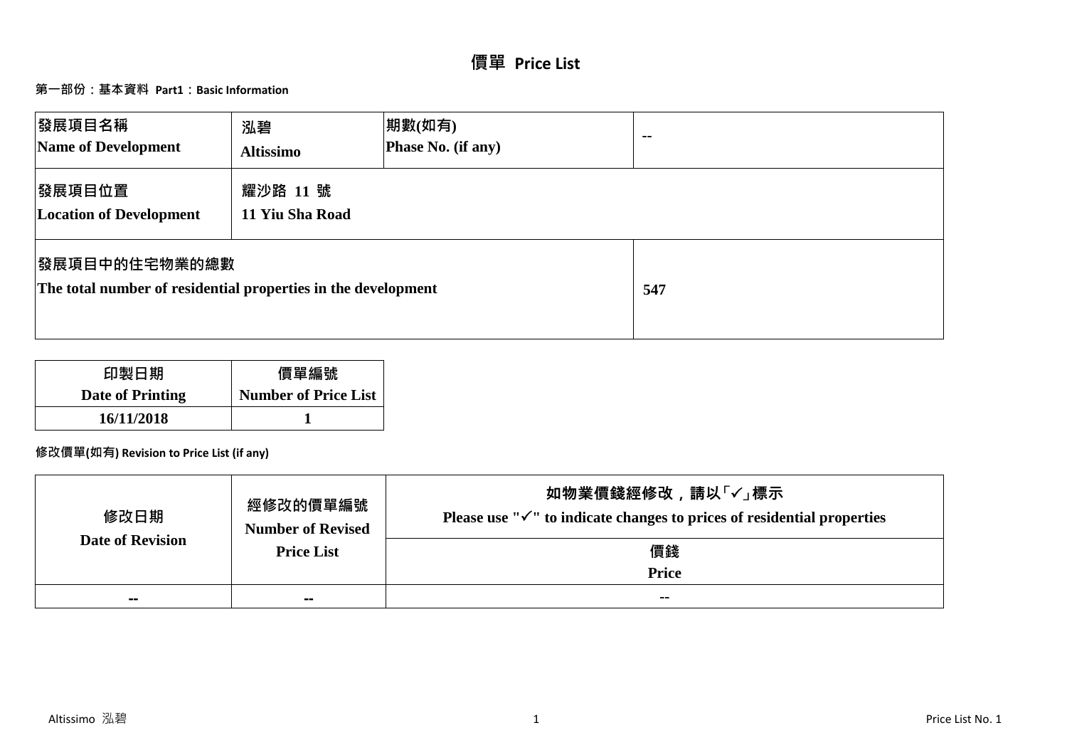# 價單 Price List

## 第一部份：基本資料 Part1：Basic Information

| 發展項目名稱<br>Name of Development | 泓碧<br>Altissimo | 期數(如有)<br>Phase No. (if any) | -- |
|---|---|---|---|
| 發展項目位置<br>Location of Development | 耀沙路 11 號<br>11 Yiu Sha Road | | |
| 發展項目中的住宅物業的總數<br>The total number of residential properties in the development | | | 547 |

| 印製日期<br>Date of Printing | 價單編號<br>Number of Price List |
|---|---|
| 16/11/2018 | 1 |

**修改價單(如有) Revision to Price List (if any)**

| 修改日期<br>Date of Revision | 經修改的價單編號<br>Number of Revised Price List | 如物業價錢經修改，請以「✓」標示<br>Please use "✓" to indicate changes to prices of residential properties |
|---|---|---|
| | | 價錢<br>Price |
| -- | -- | -- |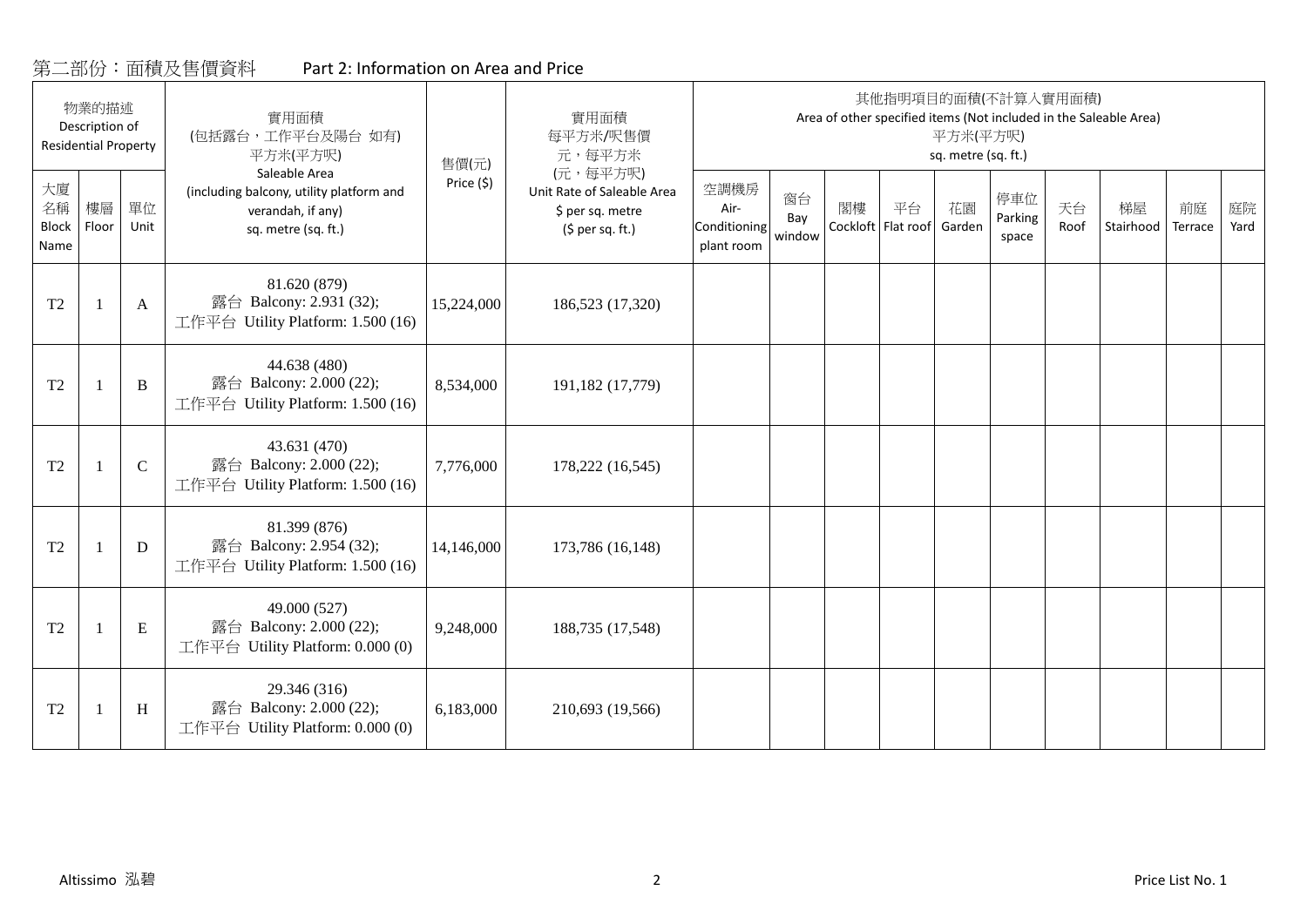## 第二部份：面積及售價資料　　Part 2: Information on Area and Price

| 物業的描述 Description of Residential Property | | | 實用面積 (包括露台，工作平台及陽台 如有) 平方米(平方呎) Saleable Area (including balcony, utility platform and verandah, if any) sq. metre (sq. ft.) | 售價(元) Price ($) | 實用面積 每平方米/呎售價 元，每平方米 (元，每平方呎) Unit Rate of Saleable Area $ per sq. metre ($ per sq. ft.) | 其他指明項目的面積(不計算入實用面積) Area of other specified items (Not included in the Saleable Area) 平方米(平方呎) sq. metre (sq. ft.) | | | | | | | | | |
|---|---|---|---|---|---|---|---|---|---|---|---|---|---|---|---|
| 大廈名稱 Block Name | 樓層 Floor | 單位 Unit | | | | 空調機房 Air-Conditioning plant room | 窗台 Bay window | 閣樓 Cockloft | 平台 Flat roof | 花園 Garden | 停車位 Parking space | 天台 Roof | 梯屋 Stairhood | 前庭 Terrace | 庭院 Yard |
| T2 | 1 | A | 81.620 (879) 露台 Balcony: 2.931 (32); 工作平台 Utility Platform: 1.500 (16) | 15,224,000 | 186,523 (17,320) | | | | | | | | | | |
| T2 | 1 | B | 44.638 (480) 露台 Balcony: 2.000 (22); 工作平台 Utility Platform: 1.500 (16) | 8,534,000 | 191,182 (17,779) | | | | | | | | | | |
| T2 | 1 | C | 43.631 (470) 露台 Balcony: 2.000 (22); 工作平台 Utility Platform: 1.500 (16) | 7,776,000 | 178,222 (16,545) | | | | | | | | | | |
| T2 | 1 | D | 81.399 (876) 露台 Balcony: 2.954 (32); 工作平台 Utility Platform: 1.500 (16) | 14,146,000 | 173,786 (16,148) | | | | | | | | | | |
| T2 | 1 | E | 49.000 (527) 露台 Balcony: 2.000 (22); 工作平台 Utility Platform: 0.000 (0) | 9,248,000 | 188,735 (17,548) | | | | | | | | | | |
| T2 | 1 | H | 29.346 (316) 露台 Balcony: 2.000 (22); 工作平台 Utility Platform: 0.000 (0) | 6,183,000 | 210,693 (19,566) | | | | | | | | | | |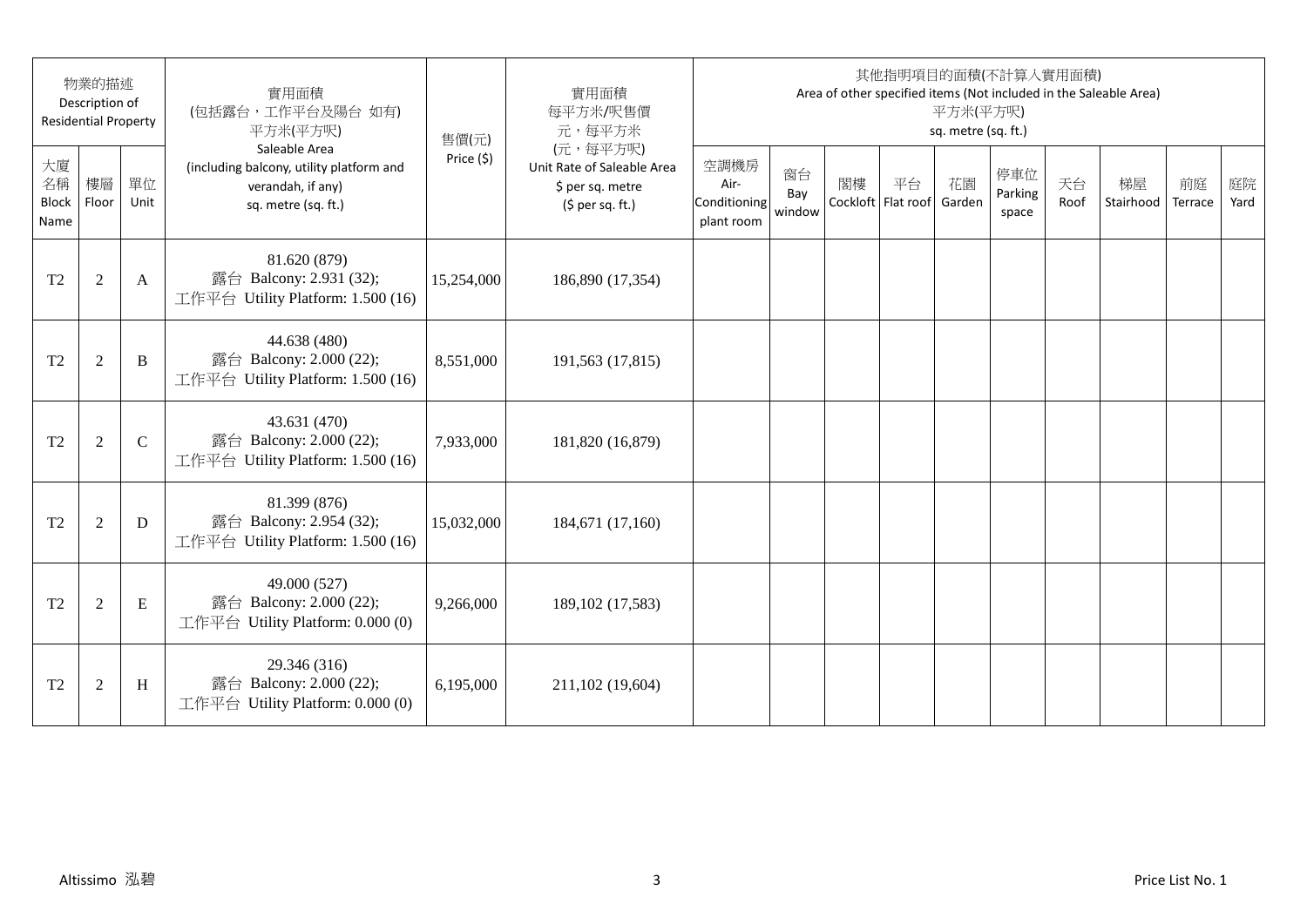| 物業的描述 Description of Residential Property | | | 實用面積 (包括露台，工作平台及陽台 如有) 平方米(平方呎) Saleable Area (including balcony, utility platform and verandah, if any) sq. metre (sq. ft.) | 售價(元) Price ($) | 實用面積 每平方米/呎售價 元，每平方米 (元，每平方呎) Unit Rate of Saleable Area $ per sq. metre ($ per sq. ft.) | 其他指明項目的面積(不計算入實用面積) Area of other specified items (Not included in the Saleable Area) 平方米(平方呎) sq. metre (sq. ft.) | | | | | | | | | |
|---|---|---|---|---|---|---|---|---|---|---|---|---|---|---|---|
| 大廈名稱 Block Name | 樓層 Floor | 單位 Unit | | | | 空調機房 Air-Conditioning plant room | 窗台 Bay window | 閣樓 Cockloft | 平台 Flat roof | 花園 Garden | 停車位 Parking space | 天台 Roof | 梯屋 Stairhood | 前庭 Terrace | 庭院 Yard |
| T2 | 2 | A | 81.620 (879) 露台 Balcony: 2.931 (32); 工作平台 Utility Platform: 1.500 (16) | 15,254,000 | 186,890 (17,354) | | | | | | | | | | |
| T2 | 2 | B | 44.638 (480) 露台 Balcony: 2.000 (22); 工作平台 Utility Platform: 1.500 (16) | 8,551,000 | 191,563 (17,815) | | | | | | | | | | |
| T2 | 2 | C | 43.631 (470) 露台 Balcony: 2.000 (22); 工作平台 Utility Platform: 1.500 (16) | 7,933,000 | 181,820 (16,879) | | | | | | | | | | |
| T2 | 2 | D | 81.399 (876) 露台 Balcony: 2.954 (32); 工作平台 Utility Platform: 1.500 (16) | 15,032,000 | 184,671 (17,160) | | | | | | | | | | |
| T2 | 2 | E | 49.000 (527) 露台 Balcony: 2.000 (22); 工作平台 Utility Platform: 0.000 (0) | 9,266,000 | 189,102 (17,583) | | | | | | | | | | |
| T2 | 2 | H | 29.346 (316) 露台 Balcony: 2.000 (22); 工作平台 Utility Platform: 0.000 (0) | 6,195,000 | 211,102 (19,604) | | | | | | | | | | |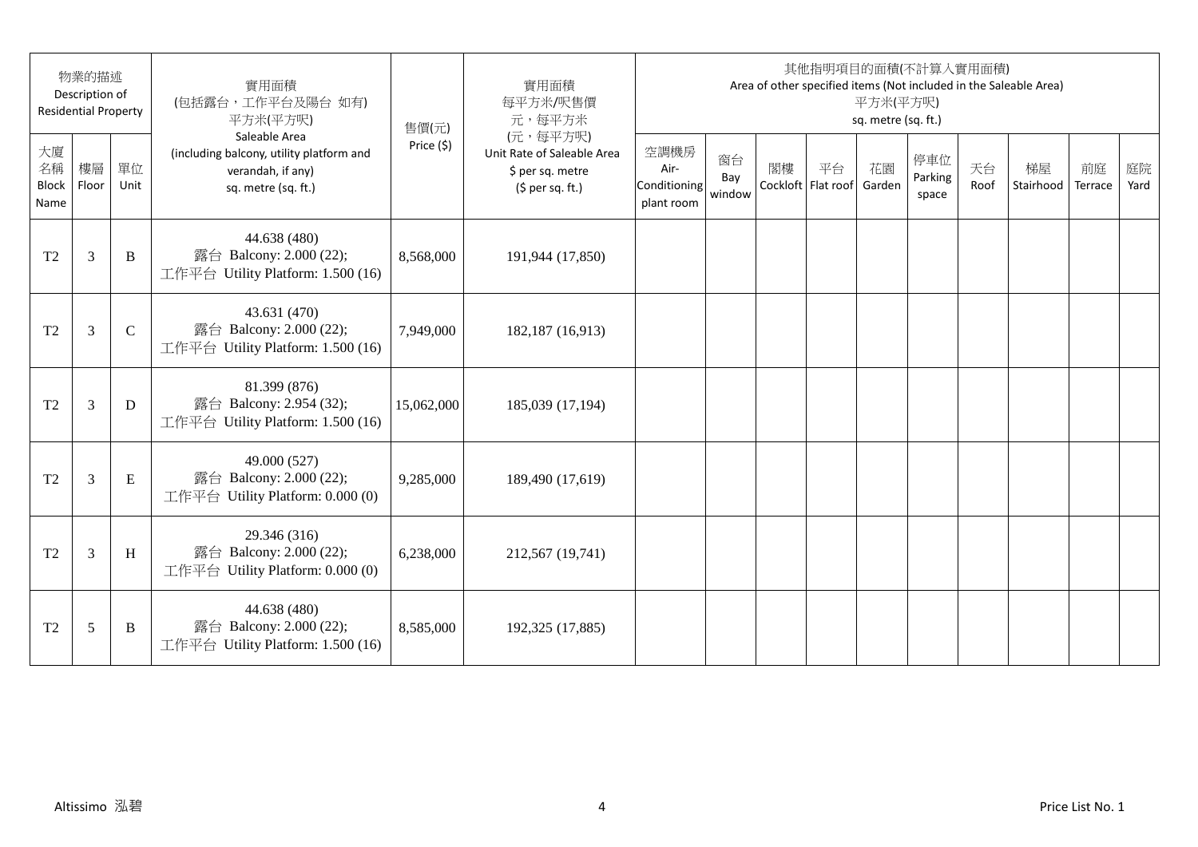| 物業的描述 Description of Residential Property | | | 實用面積 (包括露台，工作平台及陽台 如有) 平方米(平方呎) Saleable Area (including balcony, utility platform and verandah, if any) sq. metre (sq. ft.) | 售價(元) Price ($) | 實用面積 每平方米/呎售價 元，每平方米 (元，每平方呎) Unit Rate of Saleable Area $ per sq. metre ($ per sq. ft.) | 其他指明項目的面積(不計算入實用面積) Area of other specified items (Not included in the Saleable Area) 平方米(平方呎) sq. metre (sq. ft.) | | | | | | | | | |
|---|---|---|---|---|---|---|---|---|---|---|---|---|---|---|---|
| 大廈名稱 Block Name | 樓層 Floor | 單位 Unit | | | | 空調機房 Air-Conditioning plant room | 窗台 Bay window | 閣樓 Cockloft | 平台 Flat roof | 花園 Garden | 停車位 Parking space | 天台 Roof | 梯屋 Stairhood | 前庭 Terrace | 庭院 Yard |
| T2 | 3 | B | 44.638 (480) 露台 Balcony: 2.000 (22); 工作平台 Utility Platform: 1.500 (16) | 8,568,000 | 191,944 (17,850) | | | | | | | | | | |
| T2 | 3 | C | 43.631 (470) 露台 Balcony: 2.000 (22); 工作平台 Utility Platform: 1.500 (16) | 7,949,000 | 182,187 (16,913) | | | | | | | | | | |
| T2 | 3 | D | 81.399 (876) 露台 Balcony: 2.954 (32); 工作平台 Utility Platform: 1.500 (16) | 15,062,000 | 185,039 (17,194) | | | | | | | | | | |
| T2 | 3 | E | 49.000 (527) 露台 Balcony: 2.000 (22); 工作平台 Utility Platform: 0.000 (0) | 9,285,000 | 189,490 (17,619) | | | | | | | | | | |
| T2 | 3 | H | 29.346 (316) 露台 Balcony: 2.000 (22); 工作平台 Utility Platform: 0.000 (0) | 6,238,000 | 212,567 (19,741) | | | | | | | | | | |
| T2 | 5 | B | 44.638 (480) 露台 Balcony: 2.000 (22); 工作平台 Utility Platform: 1.500 (16) | 8,585,000 | 192,325 (17,885) | | | | | | | | | | |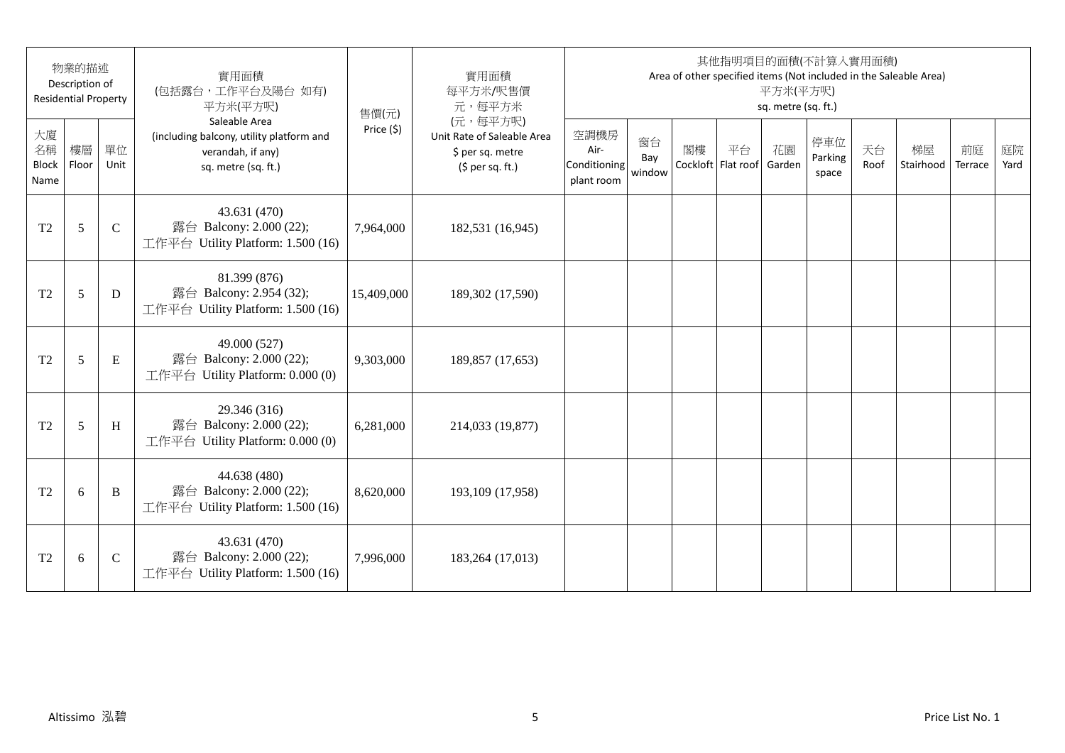| 物業的描述 Description of Residential Property | | | 實用面積 (包括露台，工作平台及陽台 如有) 平方米(平方呎) Saleable Area (including balcony, utility platform and verandah, if any) sq. metre (sq. ft.) | 售價(元) Price ($) | 實用面積 每平方米/呎售價 元，每平方米 (元，每平方呎) Unit Rate of Saleable Area $ per sq. metre ($ per sq. ft.) | 其他指明項目的面積(不計算入實用面積) Area of other specified items (Not included in the Saleable Area) 平方米(平方呎) sq. metre (sq. ft.) | | | | | | | | | |
|---|---|---|---|---|---|---|---|---|---|---|---|---|---|---|---|
| 大廈名稱 Block Name | 樓層 Floor | 單位 Unit | | | | 空調機房 Air-Conditioning plant room | 窗台 Bay window | 閣樓 Cockloft | 平台 Flat roof | 花園 Garden | 停車位 Parking space | 天台 Roof | 梯屋 Stairhood | 前庭 Terrace | 庭院 Yard |
| T2 | 5 | C | 43.631 (470) 露台 Balcony: 2.000 (22); 工作平台 Utility Platform: 1.500 (16) | 7,964,000 | 182,531 (16,945) | | | | | | | | | | |
| T2 | 5 | D | 81.399 (876) 露台 Balcony: 2.954 (32); 工作平台 Utility Platform: 1.500 (16) | 15,409,000 | 189,302 (17,590) | | | | | | | | | | |
| T2 | 5 | E | 49.000 (527) 露台 Balcony: 2.000 (22); 工作平台 Utility Platform: 0.000 (0) | 9,303,000 | 189,857 (17,653) | | | | | | | | | | |
| T2 | 5 | H | 29.346 (316) 露台 Balcony: 2.000 (22); 工作平台 Utility Platform: 0.000 (0) | 6,281,000 | 214,033 (19,877) | | | | | | | | | | |
| T2 | 6 | B | 44.638 (480) 露台 Balcony: 2.000 (22); 工作平台 Utility Platform: 1.500 (16) | 8,620,000 | 193,109 (17,958) | | | | | | | | | | |
| T2 | 6 | C | 43.631 (470) 露台 Balcony: 2.000 (22); 工作平台 Utility Platform: 1.500 (16) | 7,996,000 | 183,264 (17,013) | | | | | | | | | | |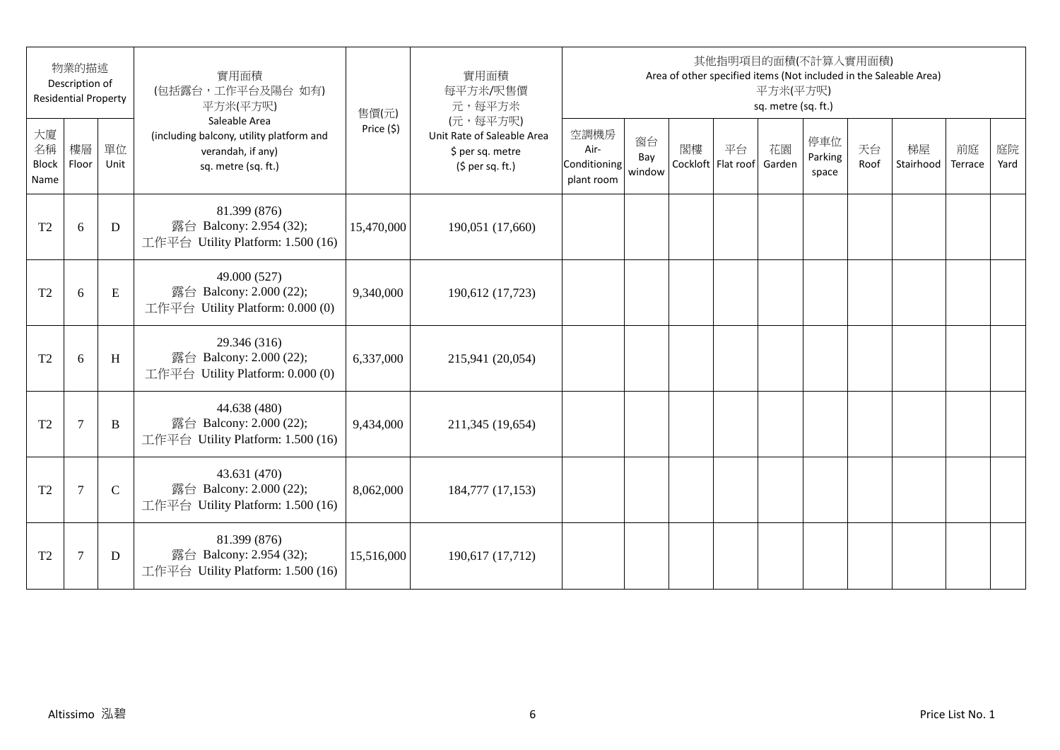| 物業的描述 Description of Residential Property | | | 實用面積 (包括露台，工作平台及陽台 如有) 平方米(平方呎) Saleable Area (including balcony, utility platform and verandah, if any) sq. metre (sq. ft.) | 售價(元) Price ($) | 實用面積 每平方米/呎售價 元，每平方米 (元，每平方呎) Unit Rate of Saleable Area $ per sq. metre ($ per sq. ft.) | 其他指明項目的面積(不計算入實用面積) Area of other specified items (Not included in the Saleable Area) 平方米(平方呎) sq. metre (sq. ft.) | | | | | | | | | |
|---|---|---|---|---|---|---|---|---|---|---|---|---|---|---|---|
| 大廈名稱 Block Name | 樓層 Floor | 單位 Unit | | | | 空調機房 Air-Conditioning plant room | 窗台 Bay window | 閣樓 Cockloft | 平台 Flat roof | 花園 Garden | 停車位 Parking space | 天台 Roof | 梯屋 Stairhood | 前庭 Terrace | 庭院 Yard |
| T2 | 6 | D | 81.399 (876) 露台 Balcony: 2.954 (32); 工作平台 Utility Platform: 1.500 (16) | 15,470,000 | 190,051 (17,660) | | | | | | | | | | |
| T2 | 6 | E | 49.000 (527) 露台 Balcony: 2.000 (22); 工作平台 Utility Platform: 0.000 (0) | 9,340,000 | 190,612 (17,723) | | | | | | | | | | |
| T2 | 6 | H | 29.346 (316) 露台 Balcony: 2.000 (22); 工作平台 Utility Platform: 0.000 (0) | 6,337,000 | 215,941 (20,054) | | | | | | | | | | |
| T2 | 7 | B | 44.638 (480) 露台 Balcony: 2.000 (22); 工作平台 Utility Platform: 1.500 (16) | 9,434,000 | 211,345 (19,654) | | | | | | | | | | |
| T2 | 7 | C | 43.631 (470) 露台 Balcony: 2.000 (22); 工作平台 Utility Platform: 1.500 (16) | 8,062,000 | 184,777 (17,153) | | | | | | | | | | |
| T2 | 7 | D | 81.399 (876) 露台 Balcony: 2.954 (32); 工作平台 Utility Platform: 1.500 (16) | 15,516,000 | 190,617 (17,712) | | | | | | | | | | |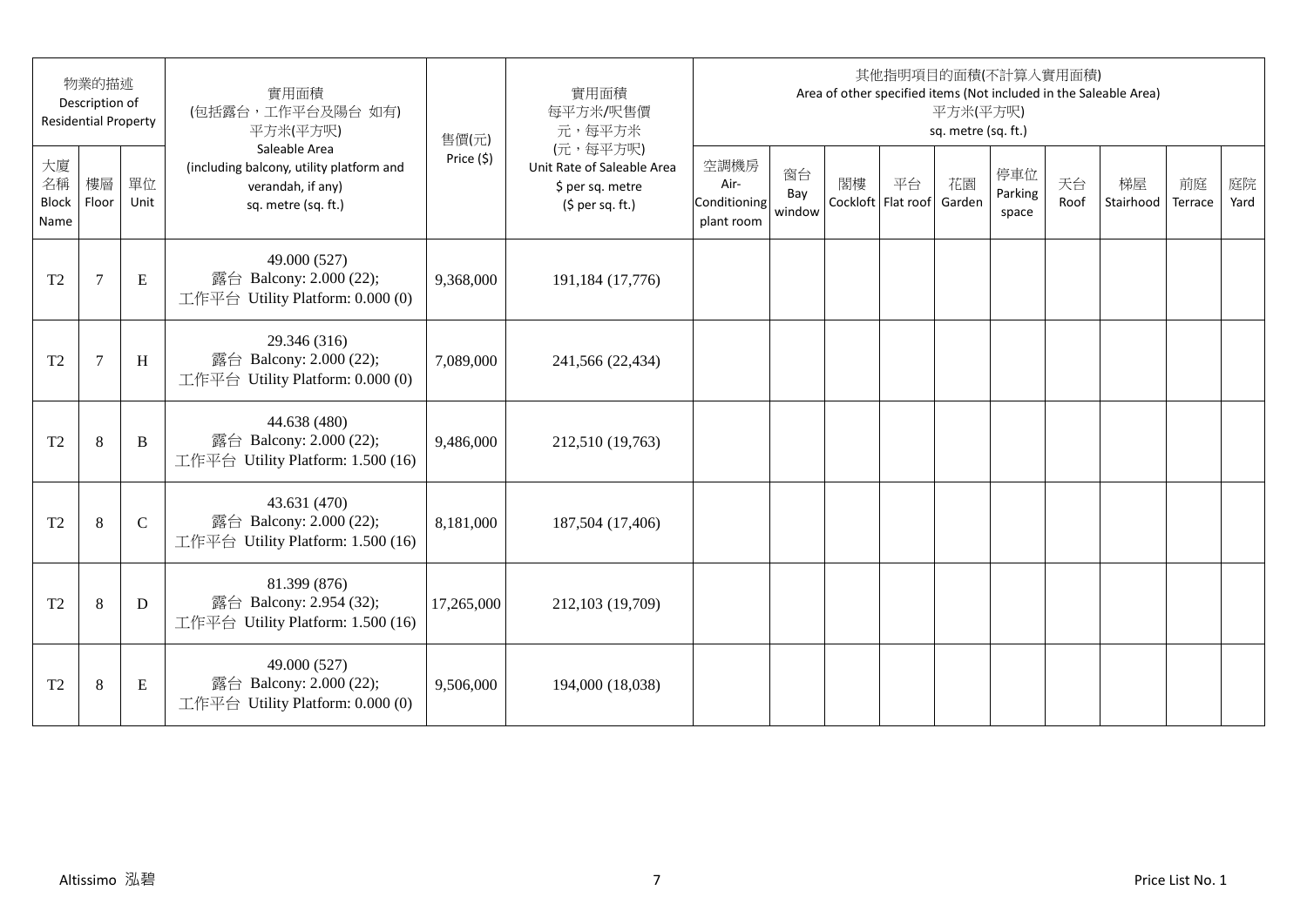| 物業的描述 Description of Residential Property | | | 實用面積 (包括露台，工作平台及陽台 如有) 平方米(平方呎) Saleable Area (including balcony, utility platform and verandah, if any) sq. metre (sq. ft.) | 售價(元) Price ($) | 實用面積 每平方米/呎售價 元，每平方米 (元，每平方呎) Unit Rate of Saleable Area $ per sq. metre ($ per sq. ft.) | 其他指明項目的面積(不計算入實用面積) Area of other specified items (Not included in the Saleable Area) 平方米(平方呎) sq. metre (sq. ft.) | | | | | | | | | |
|---|---|---|---|---|---|---|---|---|---|---|---|---|---|---|---|
| 大廈名稱 Block Name | 樓層 Floor | 單位 Unit | | | | 空調機房 Air-Conditioning plant room | 窗台 Bay window | 閣樓 Cockloft | 平台 Flat roof | 花園 Garden | 停車位 Parking space | 天台 Roof | 梯屋 Stairhood | 前庭 Terrace | 庭院 Yard |
| T2 | 7 | E | 49.000 (527) 露台 Balcony: 2.000 (22); 工作平台 Utility Platform: 0.000 (0) | 9,368,000 | 191,184 (17,776) | | | | | | | | | | |
| T2 | 7 | H | 29.346 (316) 露台 Balcony: 2.000 (22); 工作平台 Utility Platform: 0.000 (0) | 7,089,000 | 241,566 (22,434) | | | | | | | | | | |
| T2 | 8 | B | 44.638 (480) 露台 Balcony: 2.000 (22); 工作平台 Utility Platform: 1.500 (16) | 9,486,000 | 212,510 (19,763) | | | | | | | | | | |
| T2 | 8 | C | 43.631 (470) 露台 Balcony: 2.000 (22); 工作平台 Utility Platform: 1.500 (16) | 8,181,000 | 187,504 (17,406) | | | | | | | | | | |
| T2 | 8 | D | 81.399 (876) 露台 Balcony: 2.954 (32); 工作平台 Utility Platform: 1.500 (16) | 17,265,000 | 212,103 (19,709) | | | | | | | | | | |
| T2 | 8 | E | 49.000 (527) 露台 Balcony: 2.000 (22); 工作平台 Utility Platform: 0.000 (0) | 9,506,000 | 194,000 (18,038) | | | | | | | | | | |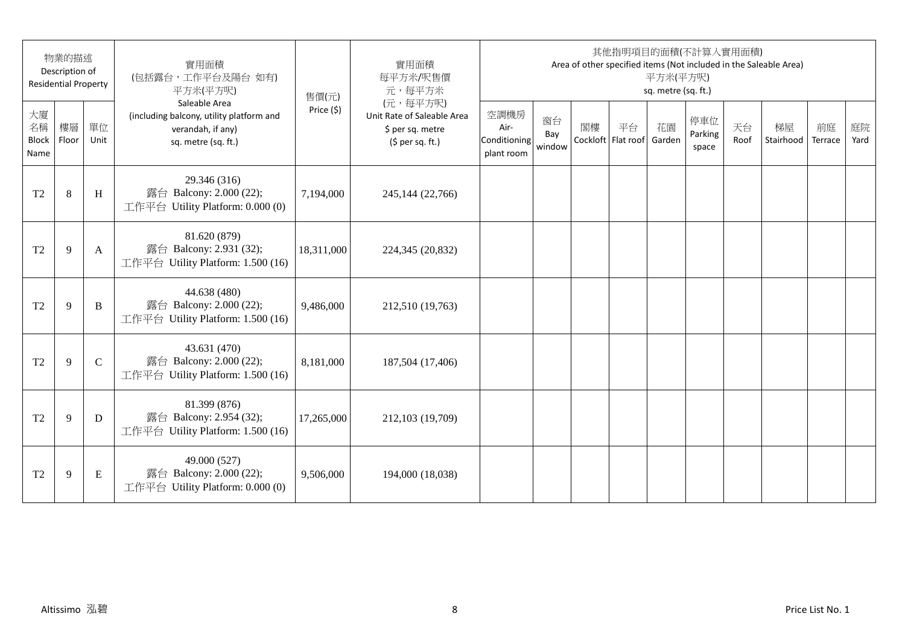| 物業的描述 Description of Residential Property | | | 實用面積 (包括露台，工作平台及陽台 如有) 平方米(平方呎) Saleable Area (including balcony, utility platform and verandah, if any) sq. metre (sq. ft.) | 售價(元) Price ($) | 實用面積 每平方米/呎售價 元，每平方米 (元，每平方呎) Unit Rate of Saleable Area $ per sq. metre ($ per sq. ft.) | 其他指明項目的面積(不計算入實用面積) Area of other specified items (Not included in the Saleable Area) 平方米(平方呎) sq. metre (sq. ft.) | | | | | | | | | |
|---|---|---|---|---|---|---|---|---|---|---|---|---|---|---|---|
| 大廈名稱 Block Name | 樓層 Floor | 單位 Unit | | | | 空調機房 Air-Conditioning plant room | 窗台 Bay window | 閣樓 Cockloft | 平台 Flat roof | 花園 Garden | 停車位 Parking space | 天台 Roof | 梯屋 Stairhood | 前庭 Terrace | 庭院 Yard |
| T2 | 8 | H | 29.346 (316) 露台 Balcony: 2.000 (22); 工作平台 Utility Platform: 0.000 (0) | 7,194,000 | 245,144 (22,766) | | | | | | | | | | |
| T2 | 9 | A | 81.620 (879) 露台 Balcony: 2.931 (32); 工作平台 Utility Platform: 1.500 (16) | 18,311,000 | 224,345 (20,832) | | | | | | | | | | |
| T2 | 9 | B | 44.638 (480) 露台 Balcony: 2.000 (22); 工作平台 Utility Platform: 1.500 (16) | 9,486,000 | 212,510 (19,763) | | | | | | | | | | |
| T2 | 9 | C | 43.631 (470) 露台 Balcony: 2.000 (22); 工作平台 Utility Platform: 1.500 (16) | 8,181,000 | 187,504 (17,406) | | | | | | | | | | |
| T2 | 9 | D | 81.399 (876) 露台 Balcony: 2.954 (32); 工作平台 Utility Platform: 1.500 (16) | 17,265,000 | 212,103 (19,709) | | | | | | | | | | |
| T2 | 9 | E | 49.000 (527) 露台 Balcony: 2.000 (22); 工作平台 Utility Platform: 0.000 (0) | 9,506,000 | 194,000 (18,038) | | | | | | | | | | |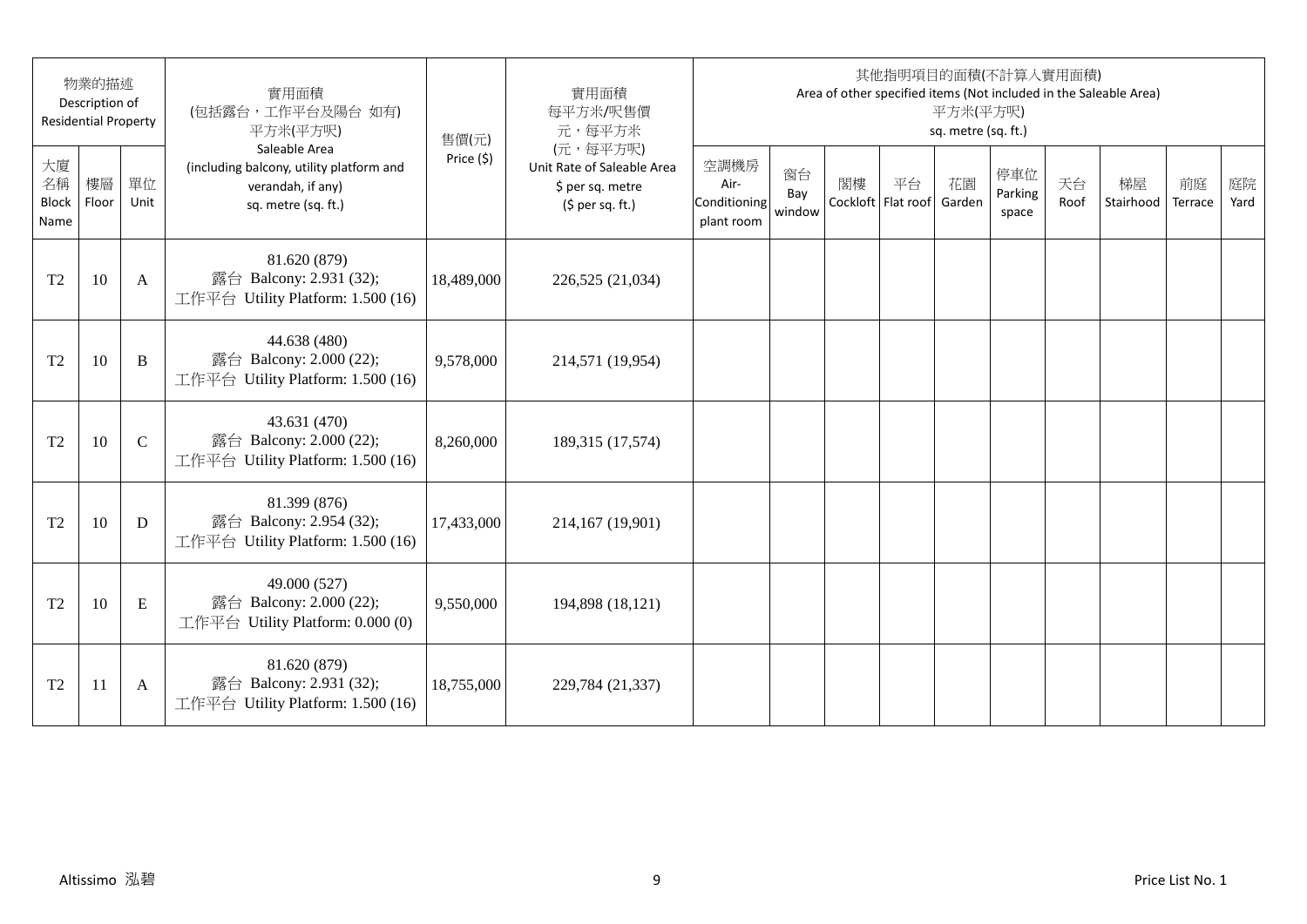| 物業的描述 Description of Residential Property | | | 實用面積 (包括露台，工作平台及陽台 如有) 平方米(平方呎) Saleable Area (including balcony, utility platform and verandah, if any) sq. metre (sq. ft.) | 售價(元) Price ($) | 實用面積 每平方米/呎售價 元，每平方米 (元，每平方呎) Unit Rate of Saleable Area $ per sq. metre ($ per sq. ft.) | 其他指明項目的面積(不計算入實用面積) Area of other specified items (Not included in the Saleable Area) 平方米(平方呎) sq. metre (sq. ft.) | | | | | | | | | |
|---|---|---|---|---|---|---|---|---|---|---|---|---|---|---|---|
| 大廈名稱 Block Name | 樓層 Floor | 單位 Unit | | | | 空調機房 Air-Conditioning plant room | 窗台 Bay window | 閣樓 Cockloft | 平台 Flat roof | 花園 Garden | 停車位 Parking space | 天台 Roof | 梯屋 Stairhood | 前庭 Terrace | 庭院 Yard |
| T2 | 10 | A | 81.620 (879) 露台 Balcony: 2.931 (32); 工作平台 Utility Platform: 1.500 (16) | 18,489,000 | 226,525 (21,034) | | | | | | | | | | |
| T2 | 10 | B | 44.638 (480) 露台 Balcony: 2.000 (22); 工作平台 Utility Platform: 1.500 (16) | 9,578,000 | 214,571 (19,954) | | | | | | | | | | |
| T2 | 10 | C | 43.631 (470) 露台 Balcony: 2.000 (22); 工作平台 Utility Platform: 1.500 (16) | 8,260,000 | 189,315 (17,574) | | | | | | | | | | |
| T2 | 10 | D | 81.399 (876) 露台 Balcony: 2.954 (32); 工作平台 Utility Platform: 1.500 (16) | 17,433,000 | 214,167 (19,901) | | | | | | | | | | |
| T2 | 10 | E | 49.000 (527) 露台 Balcony: 2.000 (22); 工作平台 Utility Platform: 0.000 (0) | 9,550,000 | 194,898 (18,121) | | | | | | | | | | |
| T2 | 11 | A | 81.620 (879) 露台 Balcony: 2.931 (32); 工作平台 Utility Platform: 1.500 (16) | 18,755,000 | 229,784 (21,337) | | | | | | | | | | |

Altissimo 泓碧

Price List No. 1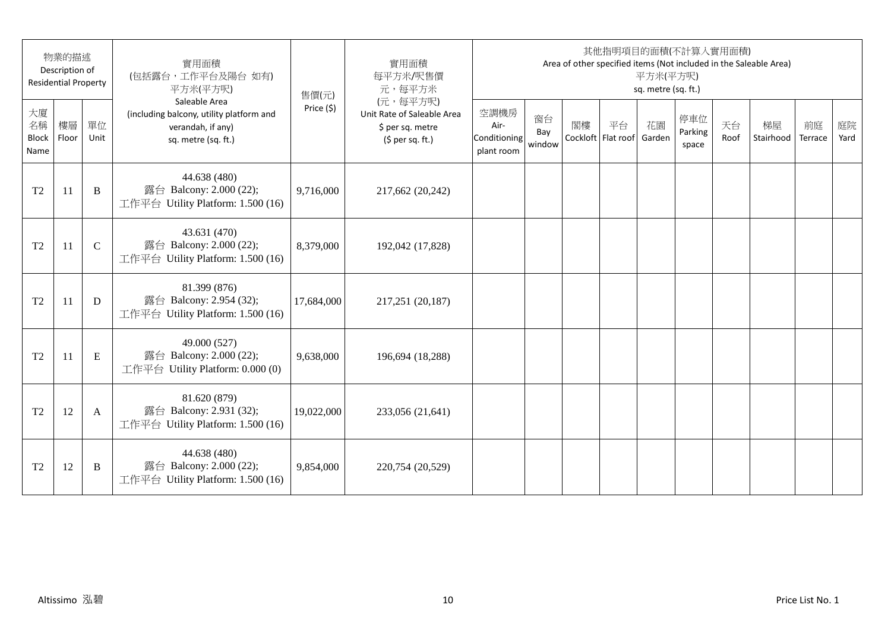| 物業的描述 Description of Residential Property | | | 實用面積 (包括露台，工作平台及陽台 如有) 平方米(平方呎) Saleable Area (including balcony, utility platform and verandah, if any) sq. metre (sq. ft.) | 售價(元) Price ($) | 實用面積 每平方米/呎售價 元，每平方米 (元，每平方呎) Unit Rate of Saleable Area $ per sq. metre ($ per sq. ft.) | 其他指明項目的面積(不計算入實用面積) Area of other specified items (Not included in the Saleable Area) 平方米(平方呎) sq. metre (sq. ft.) | | | | | | | | | |
|---|---|---|---|---|---|---|---|---|---|---|---|---|---|---|---|
| 大廈名稱 Block Name | 樓層 Floor | 單位 Unit | | | | 空調機房 Air-Conditioning plant room | 窗台 Bay window | 閣樓 Cockloft | 平台 Flat roof | 花園 Garden | 停車位 Parking space | 天台 Roof | 梯屋 Stairhood | 前庭 Terrace | 庭院 Yard |
| T2 | 11 | B | 44.638 (480) 露台 Balcony: 2.000 (22); 工作平台 Utility Platform: 1.500 (16) | 9,716,000 | 217,662 (20,242) | | | | | | | | | | |
| T2 | 11 | C | 43.631 (470) 露台 Balcony: 2.000 (22); 工作平台 Utility Platform: 1.500 (16) | 8,379,000 | 192,042 (17,828) | | | | | | | | | | |
| T2 | 11 | D | 81.399 (876) 露台 Balcony: 2.954 (32); 工作平台 Utility Platform: 1.500 (16) | 17,684,000 | 217,251 (20,187) | | | | | | | | | | |
| T2 | 11 | E | 49.000 (527) 露台 Balcony: 2.000 (22); 工作平台 Utility Platform: 0.000 (0) | 9,638,000 | 196,694 (18,288) | | | | | | | | | | |
| T2 | 12 | A | 81.620 (879) 露台 Balcony: 2.931 (32); 工作平台 Utility Platform: 1.500 (16) | 19,022,000 | 233,056 (21,641) | | | | | | | | | | |
| T2 | 12 | B | 44.638 (480) 露台 Balcony: 2.000 (22); 工作平台 Utility Platform: 1.500 (16) | 9,854,000 | 220,754 (20,529) | | | | | | | | | | |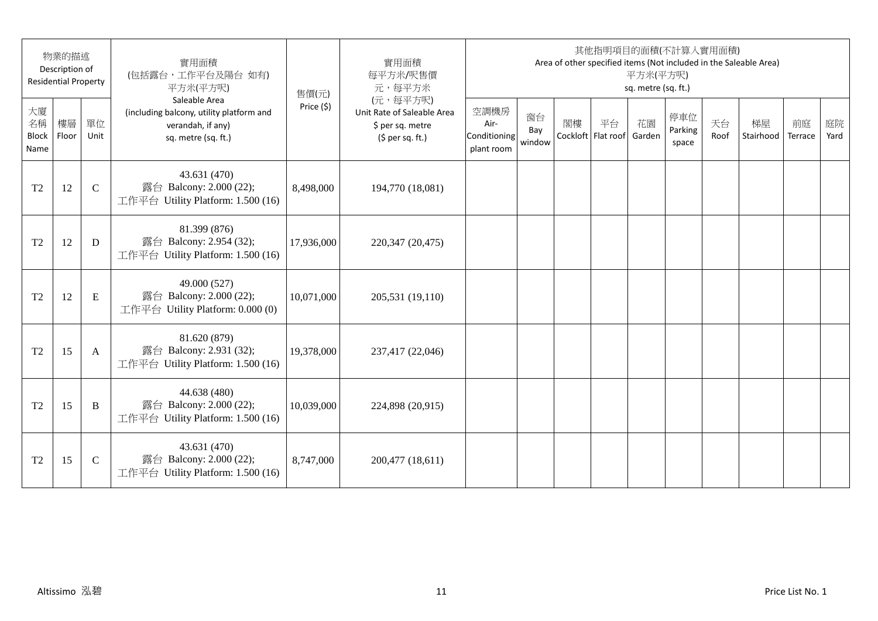| 物業的描述 Description of Residential Property | | | 實用面積 (包括露台，工作平台及陽台 如有) 平方米(平方呎) Saleable Area (including balcony, utility platform and verandah, if any) sq. metre (sq. ft.) | 售價(元) Price ($) | 實用面積 每平方米/呎售價 元，每平方米 (元，每平方呎) Unit Rate of Saleable Area $ per sq. metre ($ per sq. ft.) | 其他指明項目的面積(不計算入實用面積) Area of other specified items (Not included in the Saleable Area) 平方米(平方呎) sq. metre (sq. ft.) | | | | | | | | | |
|---|---|---|---|---|---|---|---|---|---|---|---|---|---|---|---|
| 大廈名稱 Block Name | 樓層 Floor | 單位 Unit | | | | 空調機房 Air-Conditioning plant room | 窗台 Bay window | 閣樓 Cockloft | 平台 Flat roof | 花園 Garden | 停車位 Parking space | 天台 Roof | 梯屋 Stairhood | 前庭 Terrace | 庭院 Yard |
| T2 | 12 | C | 43.631 (470) 露台 Balcony: 2.000 (22); 工作平台 Utility Platform: 1.500 (16) | 8,498,000 | 194,770 (18,081) | | | | | | | | | | |
| T2 | 12 | D | 81.399 (876) 露台 Balcony: 2.954 (32); 工作平台 Utility Platform: 1.500 (16) | 17,936,000 | 220,347 (20,475) | | | | | | | | | | |
| T2 | 12 | E | 49.000 (527) 露台 Balcony: 2.000 (22); 工作平台 Utility Platform: 0.000 (0) | 10,071,000 | 205,531 (19,110) | | | | | | | | | | |
| T2 | 15 | A | 81.620 (879) 露台 Balcony: 2.931 (32); 工作平台 Utility Platform: 1.500 (16) | 19,378,000 | 237,417 (22,046) | | | | | | | | | | |
| T2 | 15 | B | 44.638 (480) 露台 Balcony: 2.000 (22); 工作平台 Utility Platform: 1.500 (16) | 10,039,000 | 224,898 (20,915) | | | | | | | | | | |
| T2 | 15 | C | 43.631 (470) 露台 Balcony: 2.000 (22); 工作平台 Utility Platform: 1.500 (16) | 8,747,000 | 200,477 (18,611) | | | | | | | | | | |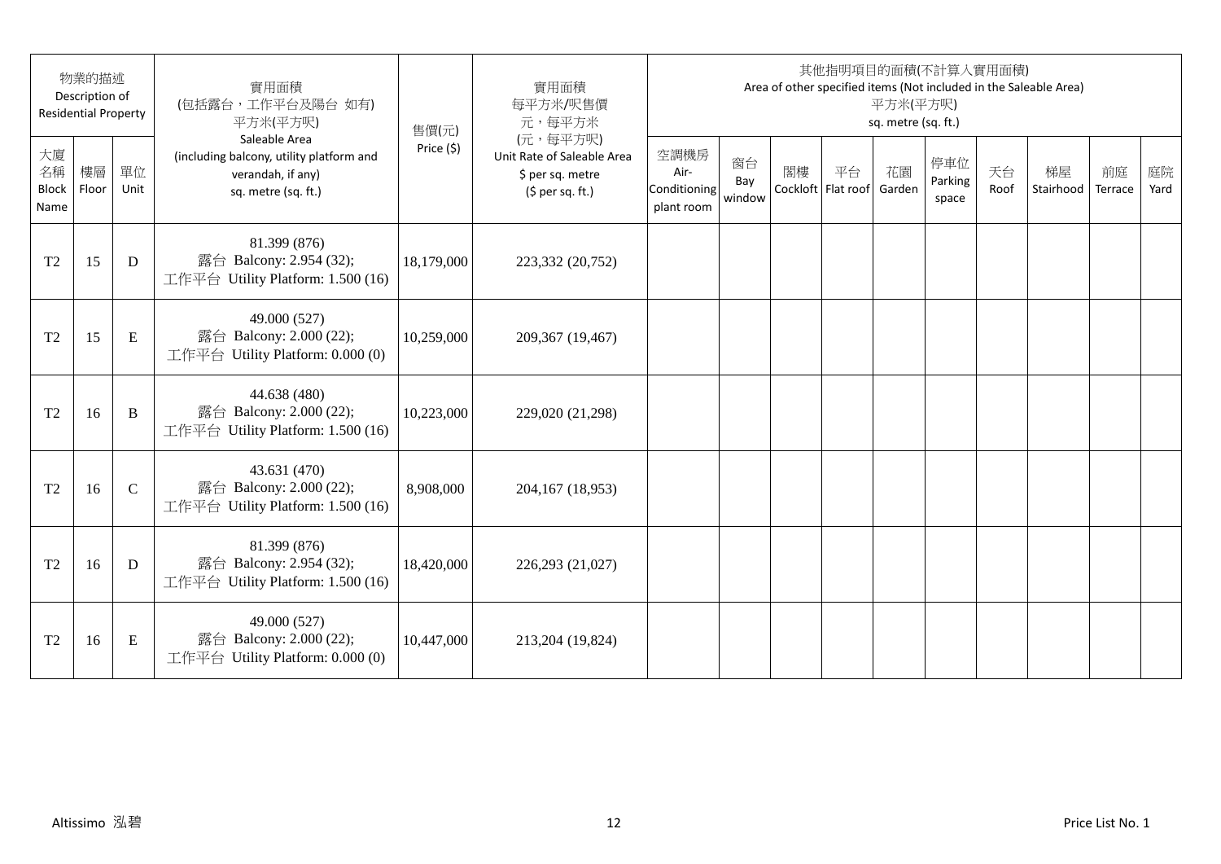| 物業的描述 Description of Residential Property | | | 實用面積 (包括露台，工作平台及陽台 如有) 平方米(平方呎) Saleable Area (including balcony, utility platform and verandah, if any) sq. metre (sq. ft.) | 售價(元) Price ($) | 實用面積 每平方米/呎售價 元，每平方米 (元，每平方呎) Unit Rate of Saleable Area $ per sq. metre ($ per sq. ft.) | 其他指明項目的面積(不計算入實用面積) Area of other specified items (Not included in the Saleable Area) 平方米(平方呎) sq. metre (sq. ft.) | | | | | | | | | |
|---|---|---|---|---|---|---|---|---|---|---|---|---|---|---|---|
| 大廈名稱 Block Name | 樓層 Floor | 單位 Unit | | | | 空調機房 Air-Conditioning plant room | 窗台 Bay window | 閣樓 Cockloft | 平台 Flat roof | 花園 Garden | 停車位 Parking space | 天台 Roof | 梯屋 Stairhood | 前庭 Terrace | 庭院 Yard |
| T2 | 15 | D | 81.399 (876) 露台 Balcony: 2.954 (32); 工作平台 Utility Platform: 1.500 (16) | 18,179,000 | 223,332 (20,752) | | | | | | | | | | |
| T2 | 15 | E | 49.000 (527) 露台 Balcony: 2.000 (22); 工作平台 Utility Platform: 0.000 (0) | 10,259,000 | 209,367 (19,467) | | | | | | | | | | |
| T2 | 16 | B | 44.638 (480) 露台 Balcony: 2.000 (22); 工作平台 Utility Platform: 1.500 (16) | 10,223,000 | 229,020 (21,298) | | | | | | | | | | |
| T2 | 16 | C | 43.631 (470) 露台 Balcony: 2.000 (22); 工作平台 Utility Platform: 1.500 (16) | 8,908,000 | 204,167 (18,953) | | | | | | | | | | |
| T2 | 16 | D | 81.399 (876) 露台 Balcony: 2.954 (32); 工作平台 Utility Platform: 1.500 (16) | 18,420,000 | 226,293 (21,027) | | | | | | | | | | |
| T2 | 16 | E | 49.000 (527) 露台 Balcony: 2.000 (22); 工作平台 Utility Platform: 0.000 (0) | 10,447,000 | 213,204 (19,824) | | | | | | | | | | |

Altissimo 泓碧

Price List No. 1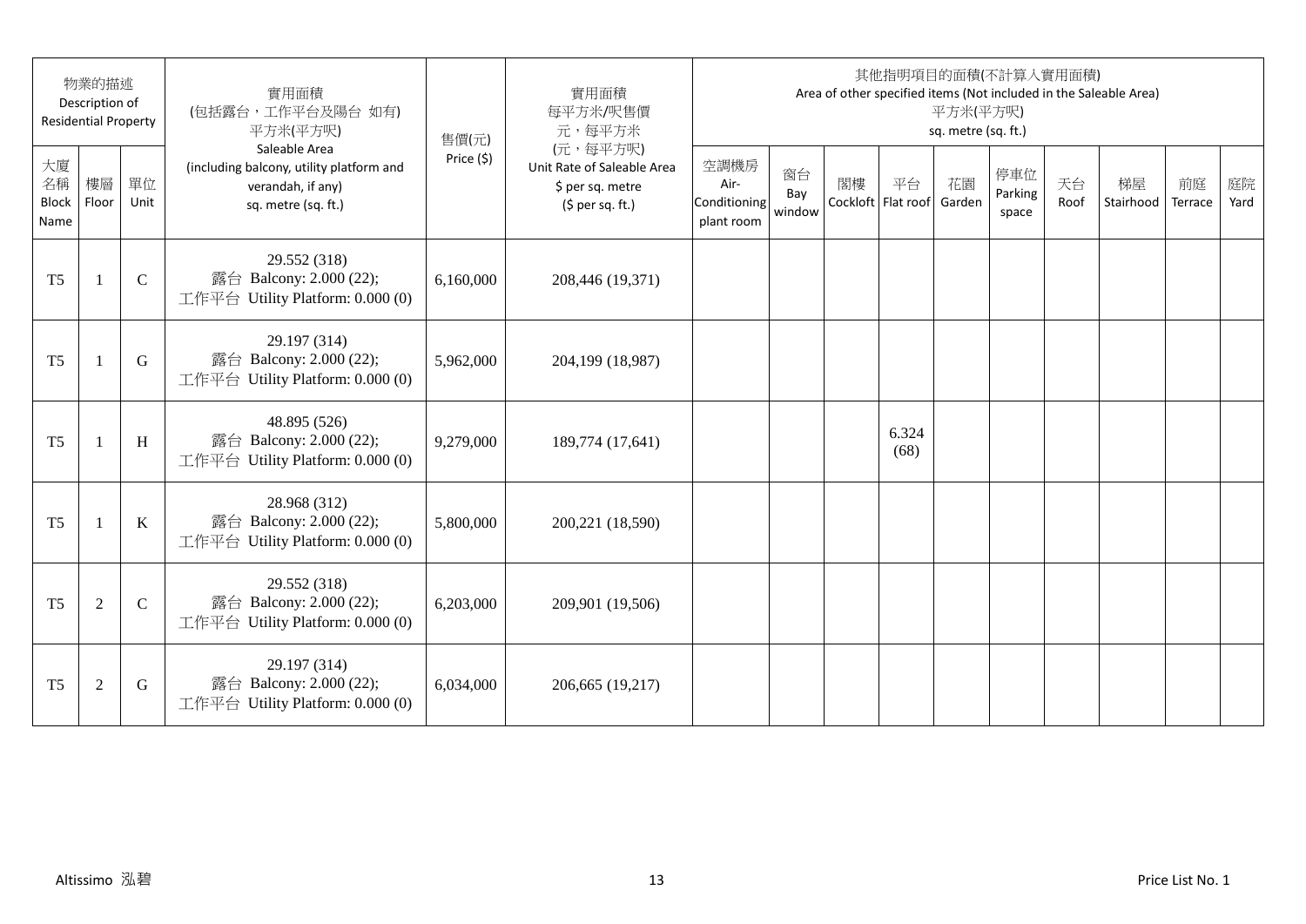| 物業的描述 Description of Residential Property | | | 實用面積 (包括露台，工作平台及陽台 如有) 平方米(平方呎) Saleable Area (including balcony, utility platform and verandah, if any) sq. metre (sq. ft.) | 售價(元) Price ($) | 實用面積 每平方米/呎售價 元，每平方米 (元，每平方呎) Unit Rate of Saleable Area $ per sq. metre ($ per sq. ft.) | 其他指明項目的面積(不計算入實用面積) Area of other specified items (Not included in the Saleable Area) 平方米(平方呎) sq. metre (sq. ft.) | | | | | | | | | |
|---|---|---|---|---|---|---|---|---|---|---|---|---|---|---|---|
| 大廈名稱 Block Name | 樓層 Floor | 單位 Unit | | | | 空調機房 Air-Conditioning plant room | 窗台 Bay window | 閣樓 Cockloft | 平台 Flat roof | 花園 Garden | 停車位 Parking space | 天台 Roof | 梯屋 Stairhood | 前庭 Terrace | 庭院 Yard |
| T5 | 1 | C | 29.552 (318) 露台 Balcony: 2.000 (22); 工作平台 Utility Platform: 0.000 (0) | 6,160,000 | 208,446 (19,371) | | | | | | | | | | |
| T5 | 1 | G | 29.197 (314) 露台 Balcony: 2.000 (22); 工作平台 Utility Platform: 0.000 (0) | 5,962,000 | 204,199 (18,987) | | | | | | | | | | |
| T5 | 1 | H | 48.895 (526) 露台 Balcony: 2.000 (22); 工作平台 Utility Platform: 0.000 (0) | 9,279,000 | 189,774 (17,641) | | | | 6.324 (68) | | | | | | |
| T5 | 1 | K | 28.968 (312) 露台 Balcony: 2.000 (22); 工作平台 Utility Platform: 0.000 (0) | 5,800,000 | 200,221 (18,590) | | | | | | | | | | |
| T5 | 2 | C | 29.552 (318) 露台 Balcony: 2.000 (22); 工作平台 Utility Platform: 0.000 (0) | 6,203,000 | 209,901 (19,506) | | | | | | | | | | |
| T5 | 2 | G | 29.197 (314) 露台 Balcony: 2.000 (22); 工作平台 Utility Platform: 0.000 (0) | 6,034,000 | 206,665 (19,217) | | | | | | | | | | |

Altissimo 泓碧

Price List No. 1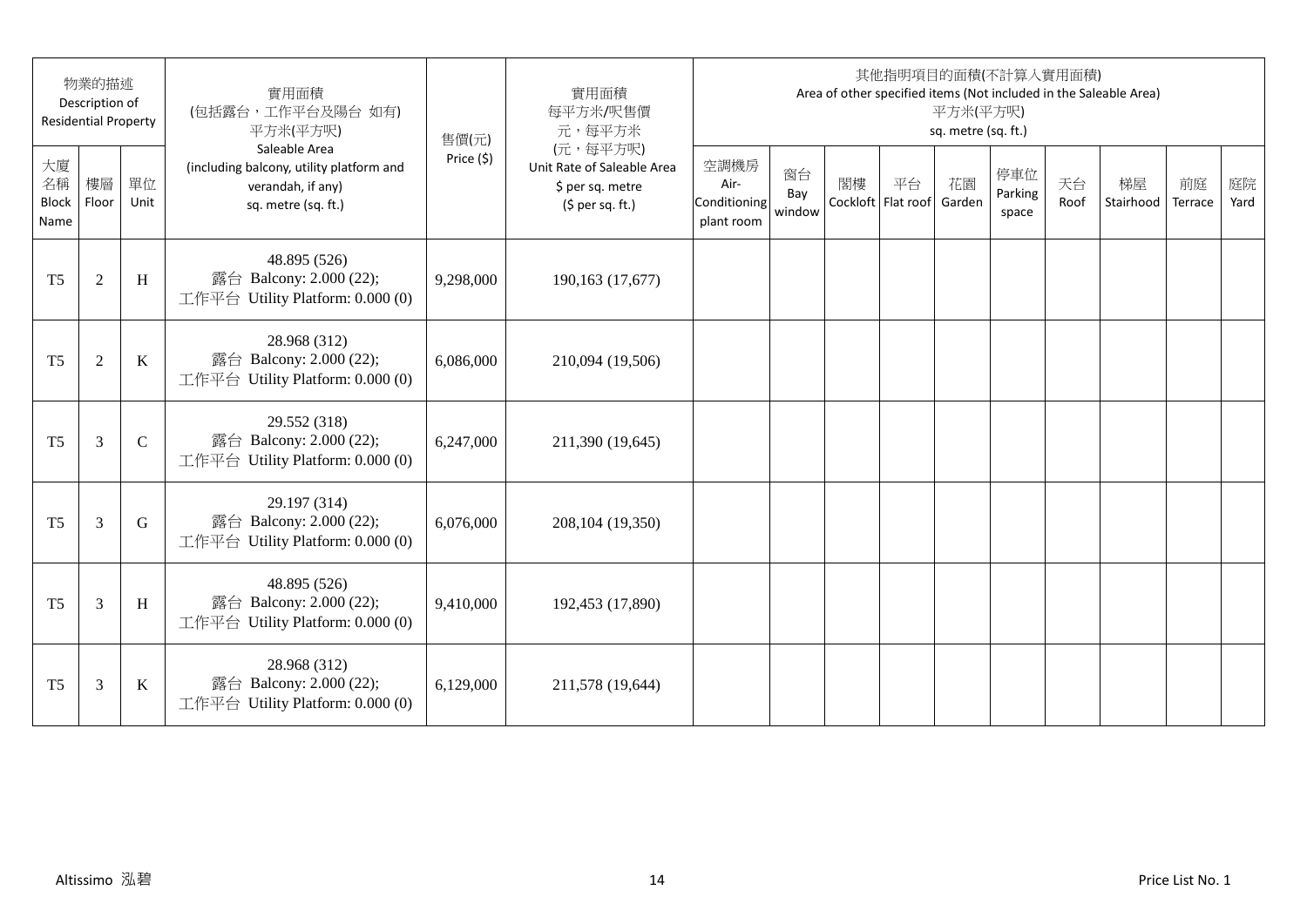| 物業的描述 Description of Residential Property | | | 實用面積 (包括露台，工作平台及陽台 如有) 平方米(平方呎) Saleable Area (including balcony, utility platform and verandah, if any) sq. metre (sq. ft.) | 售價(元) Price ($) | 實用面積 每平方米/呎售價 元，每平方米 (元，每平方呎) Unit Rate of Saleable Area $ per sq. metre ($ per sq. ft.) | 其他指明項目的面積(不計算入實用面積) Area of other specified items (Not included in the Saleable Area) 平方米(平方呎) sq. metre (sq. ft.) | | | | | | | | | |
|---|---|---|---|---|---|---|---|---|---|---|---|---|---|---|---|
| 大廈名稱 Block Name | 樓層 Floor | 單位 Unit | | | | 空調機房 Air-Conditioning plant room | 窗台 Bay window | 閣樓 Cockloft | 平台 Flat roof | 花園 Garden | 停車位 Parking space | 天台 Roof | 梯屋 Stairhood | 前庭 Terrace | 庭院 Yard |
| T5 | 2 | H | 48.895 (526) 露台 Balcony: 2.000 (22); 工作平台 Utility Platform: 0.000 (0) | 9,298,000 | 190,163 (17,677) | | | | | | | | | | |
| T5 | 2 | K | 28.968 (312) 露台 Balcony: 2.000 (22); 工作平台 Utility Platform: 0.000 (0) | 6,086,000 | 210,094 (19,506) | | | | | | | | | | |
| T5 | 3 | C | 29.552 (318) 露台 Balcony: 2.000 (22); 工作平台 Utility Platform: 0.000 (0) | 6,247,000 | 211,390 (19,645) | | | | | | | | | | |
| T5 | 3 | G | 29.197 (314) 露台 Balcony: 2.000 (22); 工作平台 Utility Platform: 0.000 (0) | 6,076,000 | 208,104 (19,350) | | | | | | | | | | |
| T5 | 3 | H | 48.895 (526) 露台 Balcony: 2.000 (22); 工作平台 Utility Platform: 0.000 (0) | 9,410,000 | 192,453 (17,890) | | | | | | | | | | |
| T5 | 3 | K | 28.968 (312) 露台 Balcony: 2.000 (22); 工作平台 Utility Platform: 0.000 (0) | 6,129,000 | 211,578 (19,644) | | | | | | | | | | |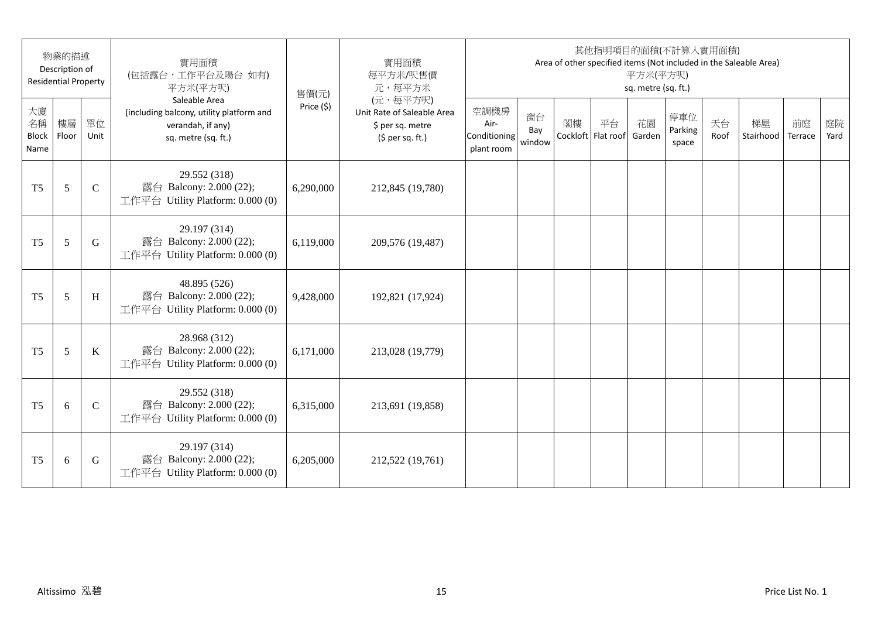| 物業的描述 Description of Residential Property | | | 實用面積 (包括露台，工作平台及陽台 如有) 平方米(平方呎) Saleable Area (including balcony, utility platform and verandah, if any) sq. metre (sq. ft.) | 售價(元) Price ($) | 實用面積 每平方米/呎售價 元，每平方米 (元，每平方呎) Unit Rate of Saleable Area $ per sq. metre ($ per sq. ft.) | 其他指明項目的面積(不計算入實用面積) Area of other specified items (Not included in the Saleable Area) 平方米(平方呎) sq. metre (sq. ft.) | | | | | | | | | |
|---|---|---|---|---|---|---|---|---|---|---|---|---|---|---|---|
| 大廈名稱 Block Name | 樓層 Floor | 單位 Unit | | | | 空調機房 Air-Conditioning plant room | 窗台 Bay window | 閣樓 Cockloft | 平台 Flat roof | 花園 Garden | 停車位 Parking space | 天台 Roof | 梯屋 Stairhood | 前庭 Terrace | 庭院 Yard |
| T5 | 5 | C | 29.552 (318) 露台 Balcony: 2.000 (22); 工作平台 Utility Platform: 0.000 (0) | 6,290,000 | 212,845 (19,780) | | | | | | | | | | |
| T5 | 5 | G | 29.197 (314) 露台 Balcony: 2.000 (22); 工作平台 Utility Platform: 0.000 (0) | 6,119,000 | 209,576 (19,487) | | | | | | | | | | |
| T5 | 5 | H | 48.895 (526) 露台 Balcony: 2.000 (22); 工作平台 Utility Platform: 0.000 (0) | 9,428,000 | 192,821 (17,924) | | | | | | | | | | |
| T5 | 5 | K | 28.968 (312) 露台 Balcony: 2.000 (22); 工作平台 Utility Platform: 0.000 (0) | 6,171,000 | 213,028 (19,779) | | | | | | | | | | |
| T5 | 6 | C | 29.552 (318) 露台 Balcony: 2.000 (22); 工作平台 Utility Platform: 0.000 (0) | 6,315,000 | 213,691 (19,858) | | | | | | | | | | |
| T5 | 6 | G | 29.197 (314) 露台 Balcony: 2.000 (22); 工作平台 Utility Platform: 0.000 (0) | 6,205,000 | 212,522 (19,761) | | | | | | | | | | |

Altissimo 泓碧

Price List No. 1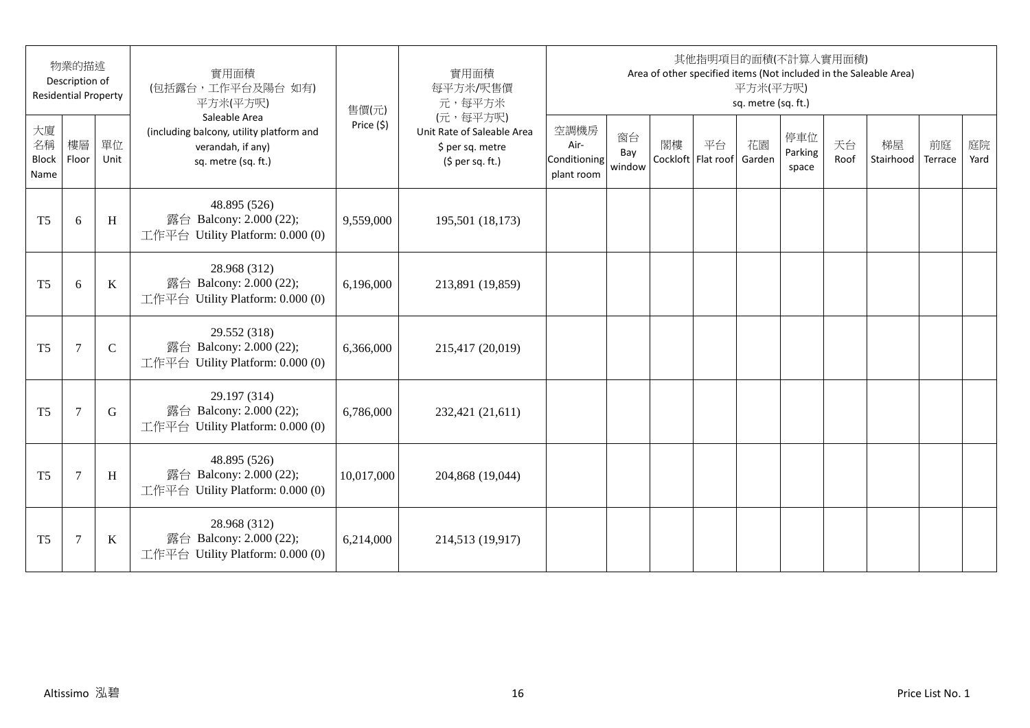| 物業的描述 Description of Residential Property | | | 實用面積 (包括露台，工作平台及陽台 如有) 平方米(平方呎) Saleable Area (including balcony, utility platform and verandah, if any) sq. metre (sq. ft.) | 售價(元) Price ($) | 實用面積 每平方米/呎售價 元，每平方米 (元，每平方呎) Unit Rate of Saleable Area $ per sq. metre ($ per sq. ft.) | 其他指明項目的面積(不計算入實用面積) Area of other specified items (Not included in the Saleable Area) 平方米(平方呎) sq. metre (sq. ft.) | | | | | | | | | |
|---|---|---|---|---|---|---|---|---|---|---|---|---|---|---|---|
| 大廈名稱 Block Name | 樓層 Floor | 單位 Unit | | | | 空調機房 Air-Conditioning plant room | 窗台 Bay window | 閣樓 Cockloft | 平台 Flat roof | 花園 Garden | 停車位 Parking space | 天台 Roof | 梯屋 Stairhood | 前庭 Terrace | 庭院 Yard |
| T5 | 6 | H | 48.895 (526) 露台 Balcony: 2.000 (22); 工作平台 Utility Platform: 0.000 (0) | 9,559,000 | 195,501 (18,173) | | | | | | | | | | |
| T5 | 6 | K | 28.968 (312) 露台 Balcony: 2.000 (22); 工作平台 Utility Platform: 0.000 (0) | 6,196,000 | 213,891 (19,859) | | | | | | | | | | |
| T5 | 7 | C | 29.552 (318) 露台 Balcony: 2.000 (22); 工作平台 Utility Platform: 0.000 (0) | 6,366,000 | 215,417 (20,019) | | | | | | | | | | |
| T5 | 7 | G | 29.197 (314) 露台 Balcony: 2.000 (22); 工作平台 Utility Platform: 0.000 (0) | 6,786,000 | 232,421 (21,611) | | | | | | | | | | |
| T5 | 7 | H | 48.895 (526) 露台 Balcony: 2.000 (22); 工作平台 Utility Platform: 0.000 (0) | 10,017,000 | 204,868 (19,044) | | | | | | | | | | |
| T5 | 7 | K | 28.968 (312) 露台 Balcony: 2.000 (22); 工作平台 Utility Platform: 0.000 (0) | 6,214,000 | 214,513 (19,917) | | | | | | | | | | |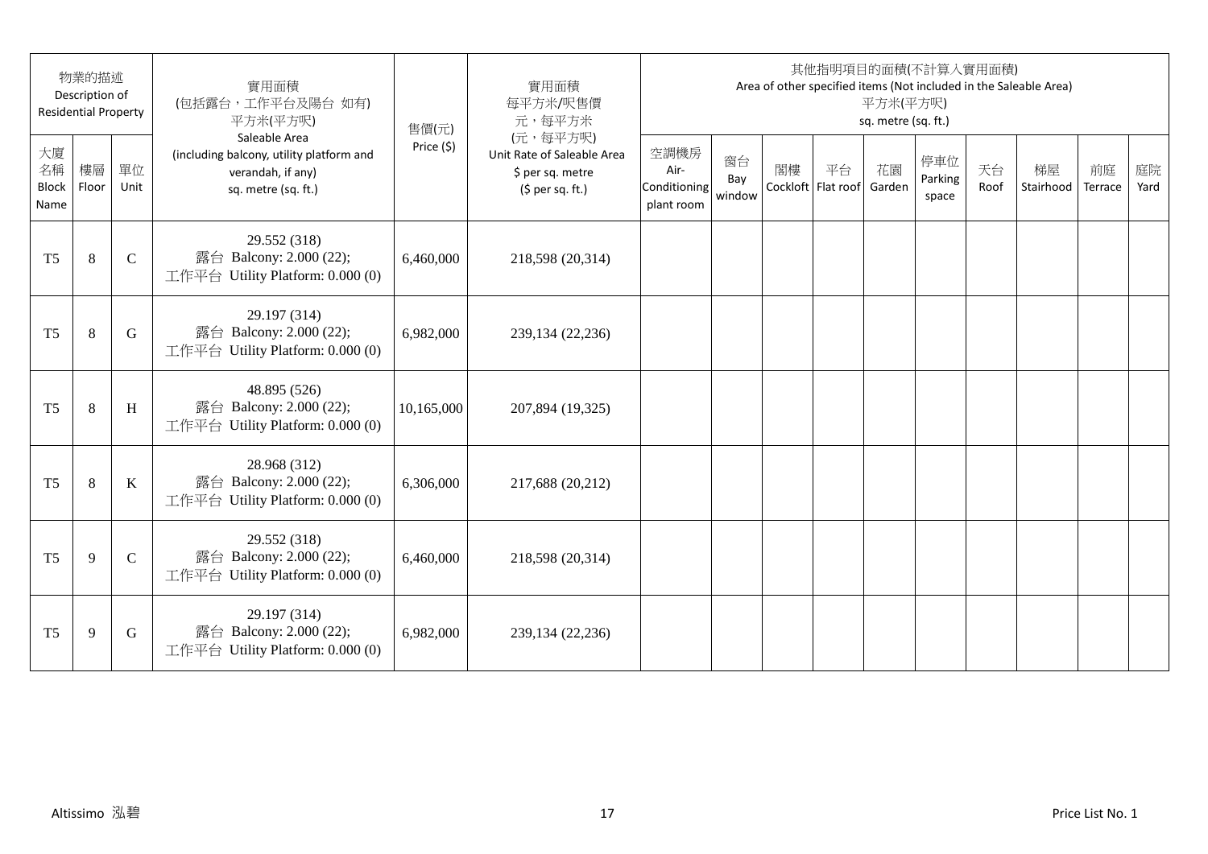| 物業的描述 Description of Residential Property | | | 實用面積 (包括露台，工作平台及陽台 如有) 平方米(平方呎) Saleable Area (including balcony, utility platform and verandah, if any) sq. metre (sq. ft.) | 售價(元) Price ($) | 實用面積 每平方米/呎售價 元，每平方米 (元，每平方呎) Unit Rate of Saleable Area $ per sq. metre ($ per sq. ft.) | 其他指明項目的面積(不計算入實用面積) Area of other specified items (Not included in the Saleable Area) 平方米(平方呎) sq. metre (sq. ft.) | | | | | | | | | |
|---|---|---|---|---|---|---|---|---|---|---|---|---|---|---|---|
| 大廈名稱 Block Name | 樓層 Floor | 單位 Unit | | | | 空調機房 Air-Conditioning plant room | 窗台 Bay window | 閣樓 Cockloft | 平台 Flat roof | 花園 Garden | 停車位 Parking space | 天台 Roof | 梯屋 Stairhood | 前庭 Terrace | 庭院 Yard |
| T5 | 8 | C | 29.552 (318) 露台 Balcony: 2.000 (22); 工作平台 Utility Platform: 0.000 (0) | 6,460,000 | 218,598 (20,314) | | | | | | | | | | |
| T5 | 8 | G | 29.197 (314) 露台 Balcony: 2.000 (22); 工作平台 Utility Platform: 0.000 (0) | 6,982,000 | 239,134 (22,236) | | | | | | | | | | |
| T5 | 8 | H | 48.895 (526) 露台 Balcony: 2.000 (22); 工作平台 Utility Platform: 0.000 (0) | 10,165,000 | 207,894 (19,325) | | | | | | | | | | |
| T5 | 8 | K | 28.968 (312) 露台 Balcony: 2.000 (22); 工作平台 Utility Platform: 0.000 (0) | 6,306,000 | 217,688 (20,212) | | | | | | | | | | |
| T5 | 9 | C | 29.552 (318) 露台 Balcony: 2.000 (22); 工作平台 Utility Platform: 0.000 (0) | 6,460,000 | 218,598 (20,314) | | | | | | | | | | |
| T5 | 9 | G | 29.197 (314) 露台 Balcony: 2.000 (22); 工作平台 Utility Platform: 0.000 (0) | 6,982,000 | 239,134 (22,236) | | | | | | | | | | |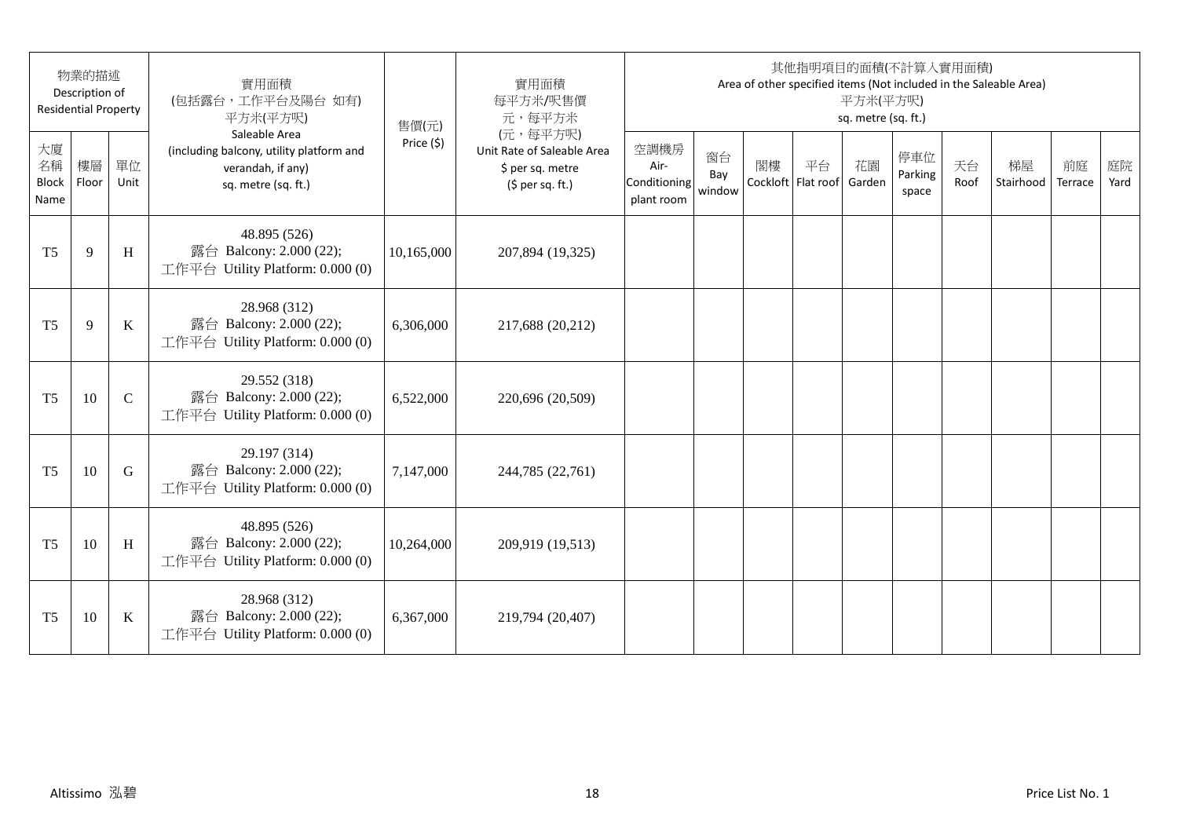| 物業的描述 Description of Residential Property | | | 實用面積 (包括露台，工作平台及陽台 如有) 平方米(平方呎) Saleable Area (including balcony, utility platform and verandah, if any) sq. metre (sq. ft.) | 售價(元) Price ($) | 實用面積 每平方米/呎售價 元，每平方米 (元，每平方呎) Unit Rate of Saleable Area $ per sq. metre ($ per sq. ft.) | 其他指明項目的面積(不計算入實用面積) Area of other specified items (Not included in the Saleable Area) 平方米(平方呎) sq. metre (sq. ft.) | | | | | | | | | |
|---|---|---|---|---|---|---|---|---|---|---|---|---|---|---|---|
| 大廈名稱 Block Name | 樓層 Floor | 單位 Unit | | | | 空調機房 Air-Conditioning plant room | 窗台 Bay window | 閣樓 Cockloft | 平台 Flat roof | 花園 Garden | 停車位 Parking space | 天台 Roof | 梯屋 Stairhood | 前庭 Terrace | 庭院 Yard |
| T5 | 9 | H | 48.895 (526) 露台 Balcony: 2.000 (22); 工作平台 Utility Platform: 0.000 (0) | 10,165,000 | 207,894 (19,325) | | | | | | | | | | |
| T5 | 9 | K | 28.968 (312) 露台 Balcony: 2.000 (22); 工作平台 Utility Platform: 0.000 (0) | 6,306,000 | 217,688 (20,212) | | | | | | | | | | |
| T5 | 10 | C | 29.552 (318) 露台 Balcony: 2.000 (22); 工作平台 Utility Platform: 0.000 (0) | 6,522,000 | 220,696 (20,509) | | | | | | | | | | |
| T5 | 10 | G | 29.197 (314) 露台 Balcony: 2.000 (22); 工作平台 Utility Platform: 0.000 (0) | 7,147,000 | 244,785 (22,761) | | | | | | | | | | |
| T5 | 10 | H | 48.895 (526) 露台 Balcony: 2.000 (22); 工作平台 Utility Platform: 0.000 (0) | 10,264,000 | 209,919 (19,513) | | | | | | | | | | |
| T5 | 10 | K | 28.968 (312) 露台 Balcony: 2.000 (22); 工作平台 Utility Platform: 0.000 (0) | 6,367,000 | 219,794 (20,407) | | | | | | | | | | |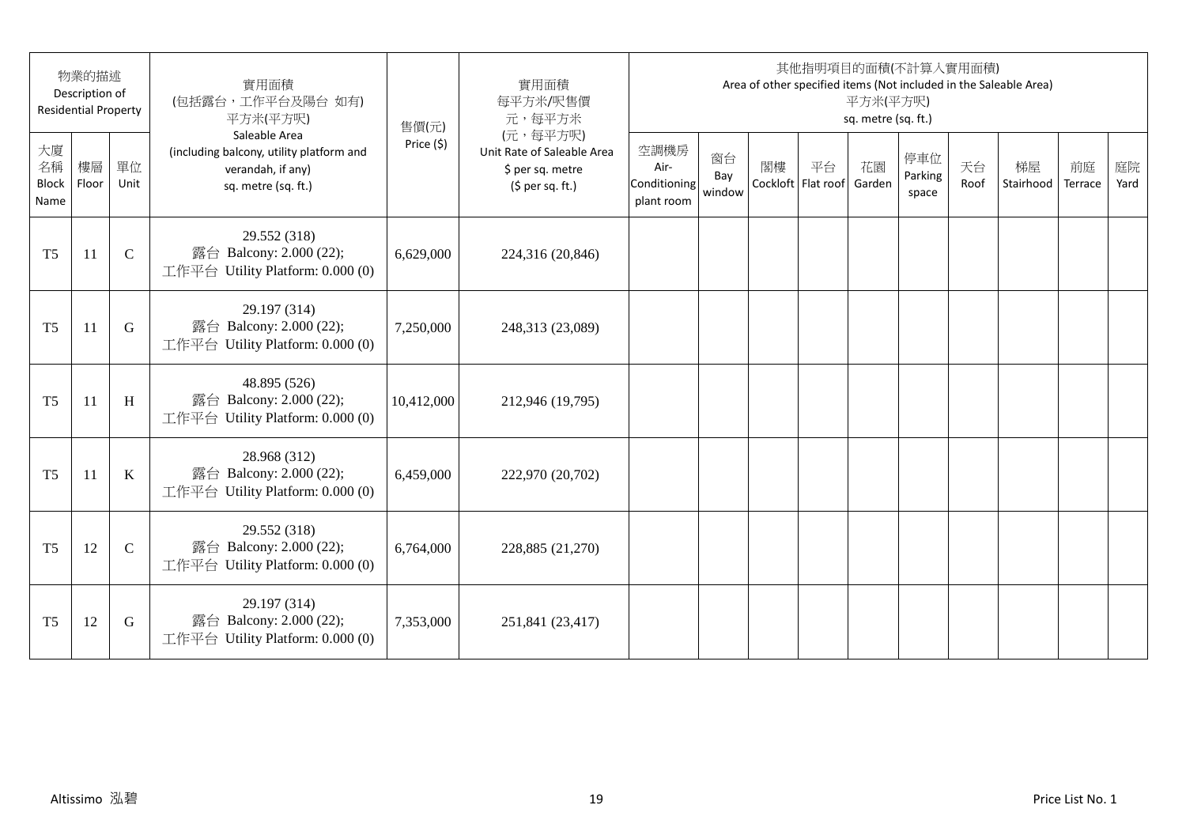| 物業的描述 Description of Residential Property | | | 實用面積 (包括露台，工作平台及陽台 如有) 平方米(平方呎) Saleable Area (including balcony, utility platform and verandah, if any) sq. metre (sq. ft.) | 售價(元) Price ($) | 實用面積 每平方米/呎售價 元，每平方米 (元，每平方呎) Unit Rate of Saleable Area $ per sq. metre ($ per sq. ft.) | 其他指明項目的面積(不計算入實用面積) Area of other specified items (Not included in the Saleable Area) 平方米(平方呎) sq. metre (sq. ft.) | | | | | | | | | |
|---|---|---|---|---|---|---|---|---|---|---|---|---|---|---|---|
| 大廈名稱 Block Name | 樓層 Floor | 單位 Unit | | | | 空調機房 Air-Conditioning plant room | 窗台 Bay window | 閣樓 Cockloft | 平台 Flat roof | 花園 Garden | 停車位 Parking space | 天台 Roof | 梯屋 Stairhood | 前庭 Terrace | 庭院 Yard |
| T5 | 11 | C | 29.552 (318) 露台 Balcony: 2.000 (22); 工作平台 Utility Platform: 0.000 (0) | 6,629,000 | 224,316 (20,846) | | | | | | | | | | |
| T5 | 11 | G | 29.197 (314) 露台 Balcony: 2.000 (22); 工作平台 Utility Platform: 0.000 (0) | 7,250,000 | 248,313 (23,089) | | | | | | | | | | |
| T5 | 11 | H | 48.895 (526) 露台 Balcony: 2.000 (22); 工作平台 Utility Platform: 0.000 (0) | 10,412,000 | 212,946 (19,795) | | | | | | | | | | |
| T5 | 11 | K | 28.968 (312) 露台 Balcony: 2.000 (22); 工作平台 Utility Platform: 0.000 (0) | 6,459,000 | 222,970 (20,702) | | | | | | | | | | |
| T5 | 12 | C | 29.552 (318) 露台 Balcony: 2.000 (22); 工作平台 Utility Platform: 0.000 (0) | 6,764,000 | 228,885 (21,270) | | | | | | | | | | |
| T5 | 12 | G | 29.197 (314) 露台 Balcony: 2.000 (22); 工作平台 Utility Platform: 0.000 (0) | 7,353,000 | 251,841 (23,417) | | | | | | | | | | |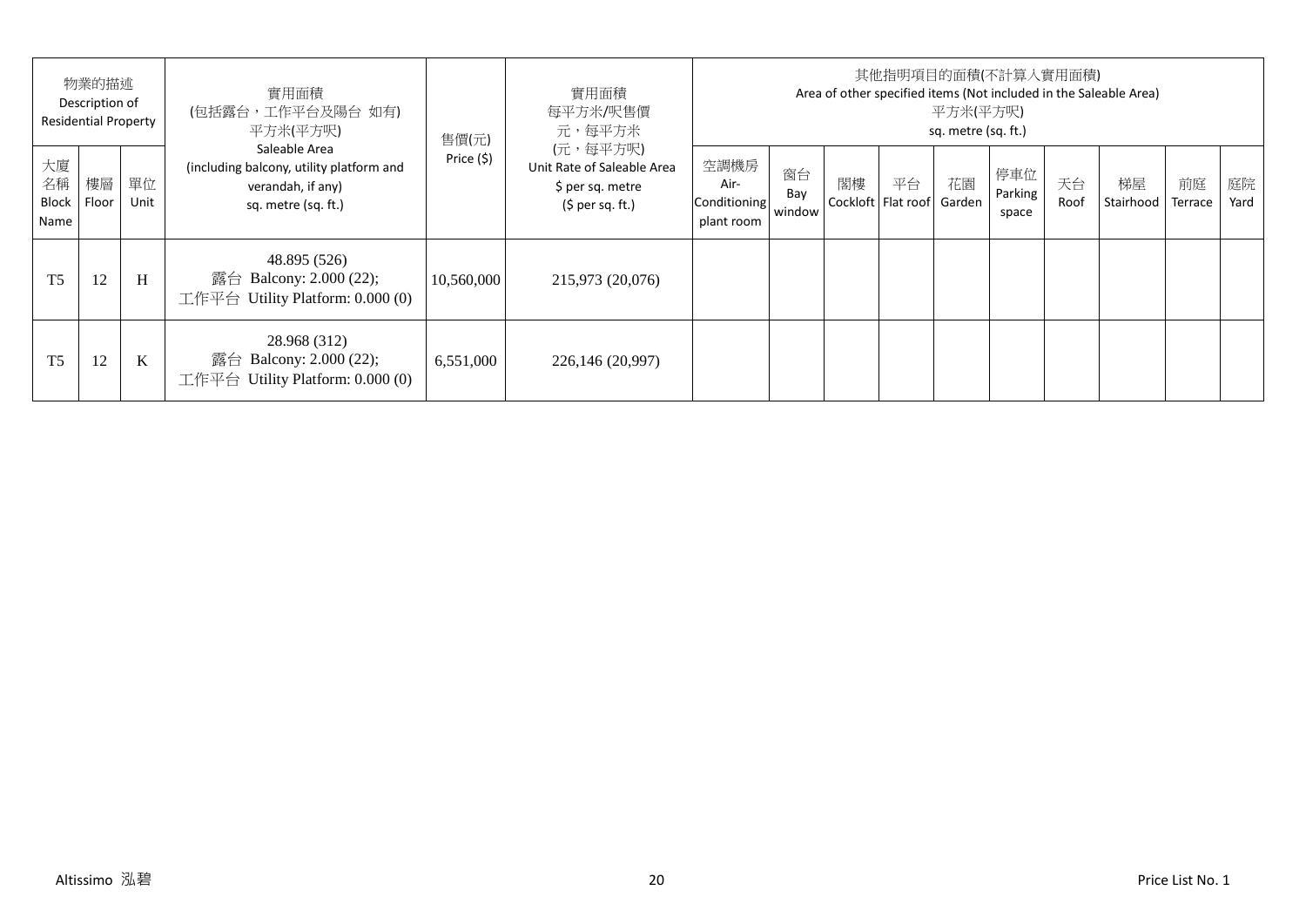| 物業的描述 Description of Residential Property | | | 實用面積 (包括露台，工作平台及陽台 如有) 平方米(平方呎) Saleable Area (including balcony, utility platform and verandah, if any) sq. metre (sq. ft.) | 售價(元) Price ($) | 實用面積 每平方米/呎售價 元，每平方米 (元，每平方呎) Unit Rate of Saleable Area $ per sq. metre ($ per sq. ft.) | 其他指明項目的面積(不計算入實用面積) Area of other specified items (Not included in the Saleable Area) 平方米(平方呎) sq. metre (sq. ft.) | | | | | | | | | |
|---|---|---|---|---|---|---|---|---|---|---|---|---|---|---|---|
| 大廈名稱 Block Name | 樓層 Floor | 單位 Unit | | | | 空調機房 Air-Conditioning plant room | 窗台 Bay window | 閣樓 Cockloft | 平台 Flat roof | 花園 Garden | 停車位 Parking space | 天台 Roof | 梯屋 Stairhood | 前庭 Terrace | 庭院 Yard |
| T5 | 12 | H | 48.895 (526) 露台 Balcony: 2.000 (22); 工作平台 Utility Platform: 0.000 (0) | 10,560,000 | 215,973 (20,076) | | | | | | | | | | |
| T5 | 12 | K | 28.968 (312) 露台 Balcony: 2.000 (22); 工作平台 Utility Platform: 0.000 (0) | 6,551,000 | 226,146 (20,997) | | | | | | | | | | |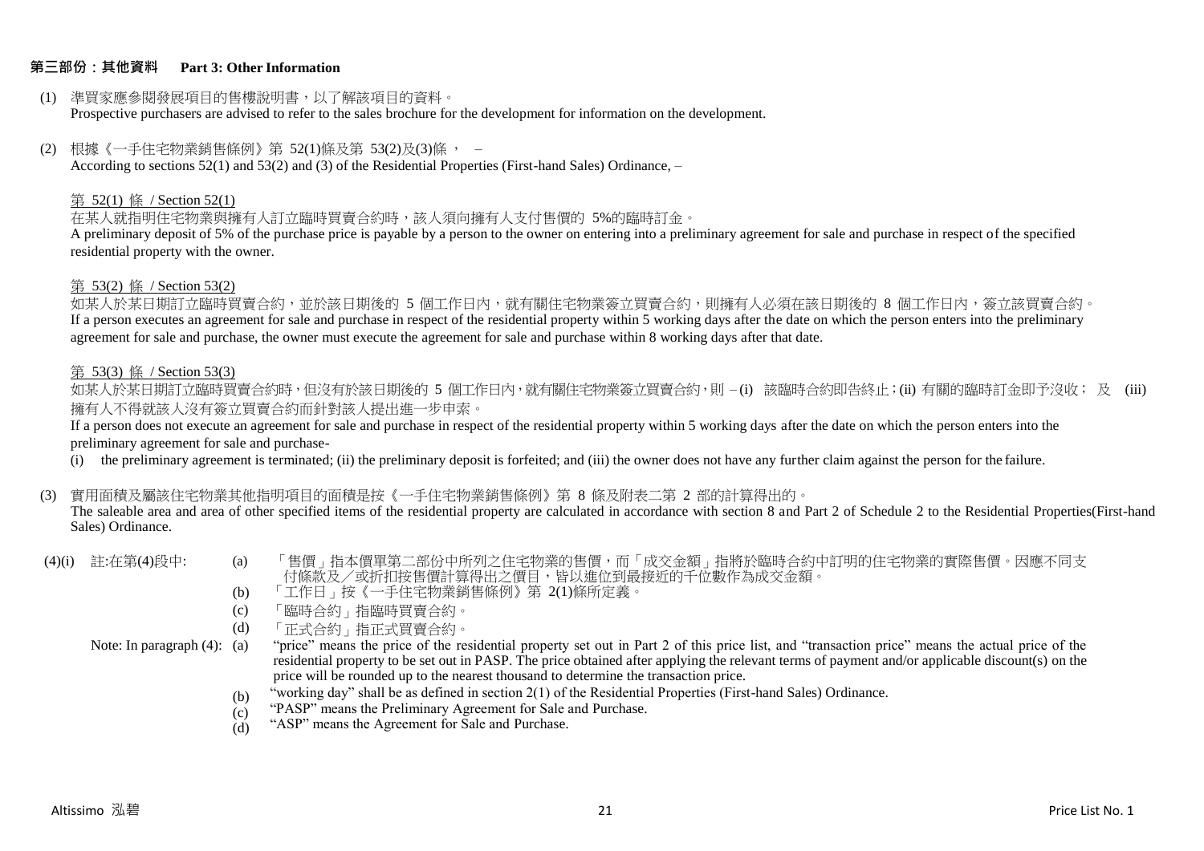## 第三部份：其他資料 Part 3: Other Information

(1) 準買家應參閱發展項目的售樓說明書，以了解該項目的資料。
Prospective purchasers are advised to refer to the sales brochure for the development for information on the development.

(2) 根據《一手住宅物業銷售條例》第 52(1)條及第 53(2)及(3)條， –
According to sections 52(1) and 53(2) and (3) of the Residential Properties (First-hand Sales) Ordinance, –

第 52(1) 條 / Section 52(1)

在某人就指明住宅物業與擁有人訂立臨時買賣合約時，該人須向擁有人支付售價的 5%的臨時訂金。
A preliminary deposit of 5% of the purchase price is payable by a person to the owner on entering into a preliminary agreement for sale and purchase in respect of the specified residential property with the owner.

第 53(2) 條 / Section 53(2)

如某人於某日期訂立臨時買賣合約，並於該日期後的 5 個工作日內，就有關住宅物業簽立買賣合約，則擁有人必須在該日期後的 8 個工作日內，簽立該買賣合約。
If a person executes an agreement for sale and purchase in respect of the residential property within 5 working days after the date on which the person enters into the preliminary agreement for sale and purchase, the owner must execute the agreement for sale and purchase within 8 working days after that date.

第 53(3) 條 / Section 53(3)

如某人於某日期訂立臨時買賣合約時，但沒有於該日期後的 5 個工作日內，就有關住宅物業簽立買賣合約，則 – (i) 該臨時合約即告終止；(ii) 有關的臨時訂金即予沒收； 及 (iii) 擁有人不得就該人沒有簽立買賣合約而針對該人提出進一步申索。
If a person does not execute an agreement for sale and purchase in respect of the residential property within 5 working days after the date on which the person enters into the preliminary agreement for sale and purchase-
(i) the preliminary agreement is terminated; (ii) the preliminary deposit is forfeited; and (iii) the owner does not have any further claim against the person for the failure.

(3) 實用面積及屬該住宅物業其他指明項目的面積是按《一手住宅物業銷售條例》第 8 條及附表二第 2 部的計算得出的。
The saleable area and area of other specified items of the residential property are calculated in accordance with section 8 and Part 2 of Schedule 2 to the Residential Properties(First-hand Sales) Ordinance.

(4)(i) 註:在第(4)段中:
(a) 「售價」指本價單第二部份中所列之住宅物業的售價，而「成交金額」指將於臨時合約中訂明的住宅物業的實際售價。因應不同支付條款及／或折扣按售價計算得出之價目，皆以進位到最接近的千位數作為成交金額。
(b) 「工作日」按《一手住宅物業銷售條例》第 2(1)條所定義。
(c) 「臨時合約」指臨時買賣合約。
(d) 「正式合約」指正式買賣合約。

Note: In paragraph (4):
(a) "price" means the price of the residential property set out in Part 2 of this price list, and "transaction price" means the actual price of the residential property to be set out in PASP. The price obtained after applying the relevant terms of payment and/or applicable discount(s) on the price will be rounded up to the nearest thousand to determine the transaction price.
(b) "working day" shall be as defined in section 2(1) of the Residential Properties (First-hand Sales) Ordinance.
(c) "PASP" means the Preliminary Agreement for Sale and Purchase.
(d) "ASP" means the Agreement for Sale and Purchase.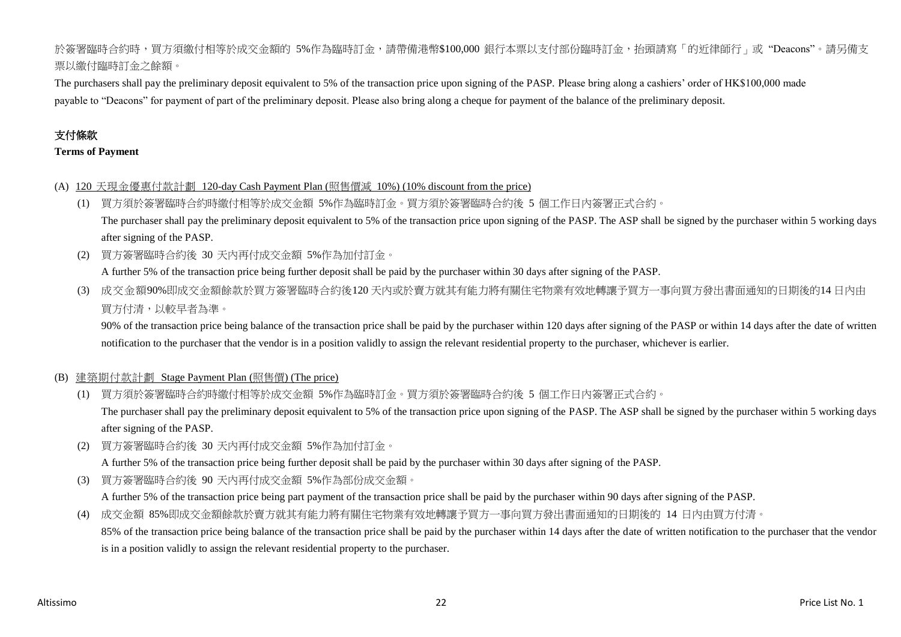於簽署臨時合約時，買方須繳付相等於成交金額的 5%作為臨時訂金，請帶備港幣$100,000 銀行本票以支付部份臨時訂金，抬頭請寫「的近律師行」或 "Deacons"。請另備支票以繳付臨時訂金之餘額。

The purchasers shall pay the preliminary deposit equivalent to 5% of the transaction price upon signing of the PASP. Please bring along a cashiers' order of HK$100,000 made payable to "Deacons" for payment of part of the preliminary deposit. Please also bring along a cheque for payment of the balance of the preliminary deposit.

## 支付條款

**Terms of Payment**

(A) <u>120 天現金優惠付款計劃 120-day Cash Payment Plan (照售價減 10%) (10% discount from the price)</u>

(1) 買方須於簽署臨時合約時繳付相等於成交金額 5%作為臨時訂金。買方須於簽署臨時合約後 5 個工作日內簽署正式合約。
The purchaser shall pay the preliminary deposit equivalent to 5% of the transaction price upon signing of the PASP. The ASP shall be signed by the purchaser within 5 working days after signing of the PASP.

(2) 買方簽署臨時合約後 30 天內再付成交金額 5%作為加付訂金。
A further 5% of the transaction price being further deposit shall be paid by the purchaser within 30 days after signing of the PASP.

(3) 成交金額90%即成交金額餘款於買方簽署臨時合約後120 天內或於賣方就其有能力將有關住宅物業有效地轉讓予買方一事向買方發出書面通知的日期後的14 日內由買方付清，以較早者為準。
90% of the transaction price being balance of the transaction price shall be paid by the purchaser within 120 days after signing of the PASP or within 14 days after the date of written notification to the purchaser that the vendor is in a position validly to assign the relevant residential property to the purchaser, whichever is earlier.

(B) <u>建築期付款計劃 Stage Payment Plan (照售價) (The price)</u>

(1) 買方須於簽署臨時合約時繳付相等於成交金額 5%作為臨時訂金。買方須於簽署臨時合約後 5 個工作日內簽署正式合約。
The purchaser shall pay the preliminary deposit equivalent to 5% of the transaction price upon signing of the PASP. The ASP shall be signed by the purchaser within 5 working days after signing of the PASP.

(2) 買方簽署臨時合約後 30 天內再付成交金額 5%作為加付訂金。
A further 5% of the transaction price being further deposit shall be paid by the purchaser within 30 days after signing of the PASP.

(3) 買方簽署臨時合約後 90 天內再付成交金額 5%作為部份成交金額。
A further 5% of the transaction price being part payment of the transaction price shall be paid by the purchaser within 90 days after signing of the PASP.

(4) 成交金額 85%即成交金額餘款於賣方就其有能力將有關住宅物業有效地轉讓予買方一事向買方發出書面通知的日期後的 14 日內由買方付清。
85% of the transaction price being balance of the transaction price shall be paid by the purchaser within 14 days after the date of written notification to the purchaser that the vendor is in a position validly to assign the relevant residential property to the purchaser.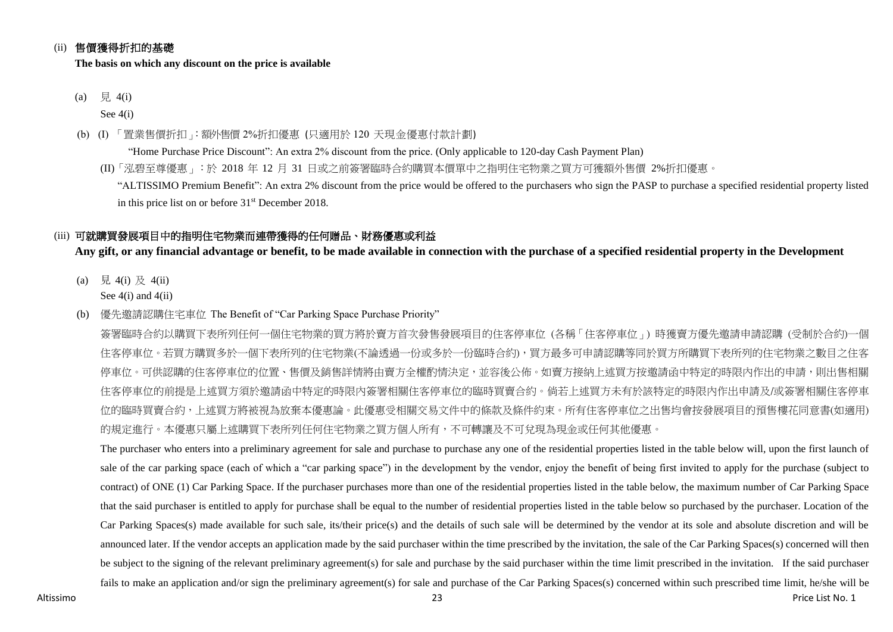(ii) **售價獲得折扣的基礎**

**The basis on which any discount on the price is available**

(a) 見 4(i)

See 4(i)

(b) (I) 「置業售價折扣」: 額外售價 2%折扣優惠 (只適用於 120 天現金優惠付款計劃)

"Home Purchase Price Discount": An extra 2% discount from the price. (Only applicable to 120-day Cash Payment Plan)

(II)「泓碧至尊優惠」：於 2018 年 12 月 31 日或之前簽署臨時合約購買本價單中之指明住宅物業之買方可獲額外售價 2%折扣優惠。

"ALTISSIMO Premium Benefit": An extra 2% discount from the price would be offered to the purchasers who sign the PASP to purchase a specified residential property listed in this price list on or before 31st December 2018.

(iii) **可就購買發展項目中的指明住宅物業而連帶獲得的任何贈品、財務優惠或利益**

**Any gift, or any financial advantage or benefit, to be made available in connection with the purchase of a specified residential property in the Development**

(a) 見 4(i) 及 4(ii)

See 4(i) and 4(ii)

(b) 優先邀請認購住宅車位 The Benefit of "Car Parking Space Purchase Priority"

簽署臨時合約以購買下表所列任何一個住宅物業的買方將於賣方首次發售發展項目的住客停車位 (各稱「住客停車位」) 時獲賣方優先邀請申請認購 (受制於合約)一個住客停車位。若買方購買多於一個下表所列的住宅物業(不論透過一份或多於一份臨時合約)，買方最多可申請認購等同於買方所購買下表所列的住宅物業之數目之住客停車位。可供認購的住客停車位的位置、售價及銷售詳情將由賣方全權酌情決定，並容後公佈。如賣方接納上述買方按邀請函中特定的時限內作出的申請，則出售相關住客停車位的前提是上述買方須於邀請函中特定的時限內簽署相關住客停車位的臨時買賣合約。倘若上述買方未有於該特定的時限內作出申請及/或簽署相關住客停車位的臨時買賣合約，上述買方將被視為放棄本優惠論。此優惠受相關交易文件中的條款及條件約束。所有住客停車位之出售均會按發展項目的預售樓花同意書(如適用)的規定進行。本優惠只屬上述購買下表所列任何住宅物業之買方個人所有，不可轉讓及不可兌現為現金或任何其他優惠。

The purchaser who enters into a preliminary agreement for sale and purchase to purchase any one of the residential properties listed in the table below will, upon the first launch of sale of the car parking space (each of which a "car parking space") in the development by the vendor, enjoy the benefit of being first invited to apply for the purchase (subject to contract) of ONE (1) Car Parking Space. If the purchaser purchases more than one of the residential properties listed in the table below, the maximum number of Car Parking Space that the said purchaser is entitled to apply for purchase shall be equal to the number of residential properties listed in the table below so purchased by the purchaser. Location of the Car Parking Spaces(s) made available for such sale, its/their price(s) and the details of such sale will be determined by the vendor at its sole and absolute discretion and will be announced later. If the vendor accepts an application made by the said purchaser within the time prescribed by the invitation, the sale of the Car Parking Spaces(s) concerned will then be subject to the signing of the relevant preliminary agreement(s) for sale and purchase by the said purchaser within the time limit prescribed in the invitation. If the said purchaser fails to make an application and/or sign the preliminary agreement(s) for sale and purchase of the Car Parking Spaces(s) concerned within such prescribed time limit, he/she will be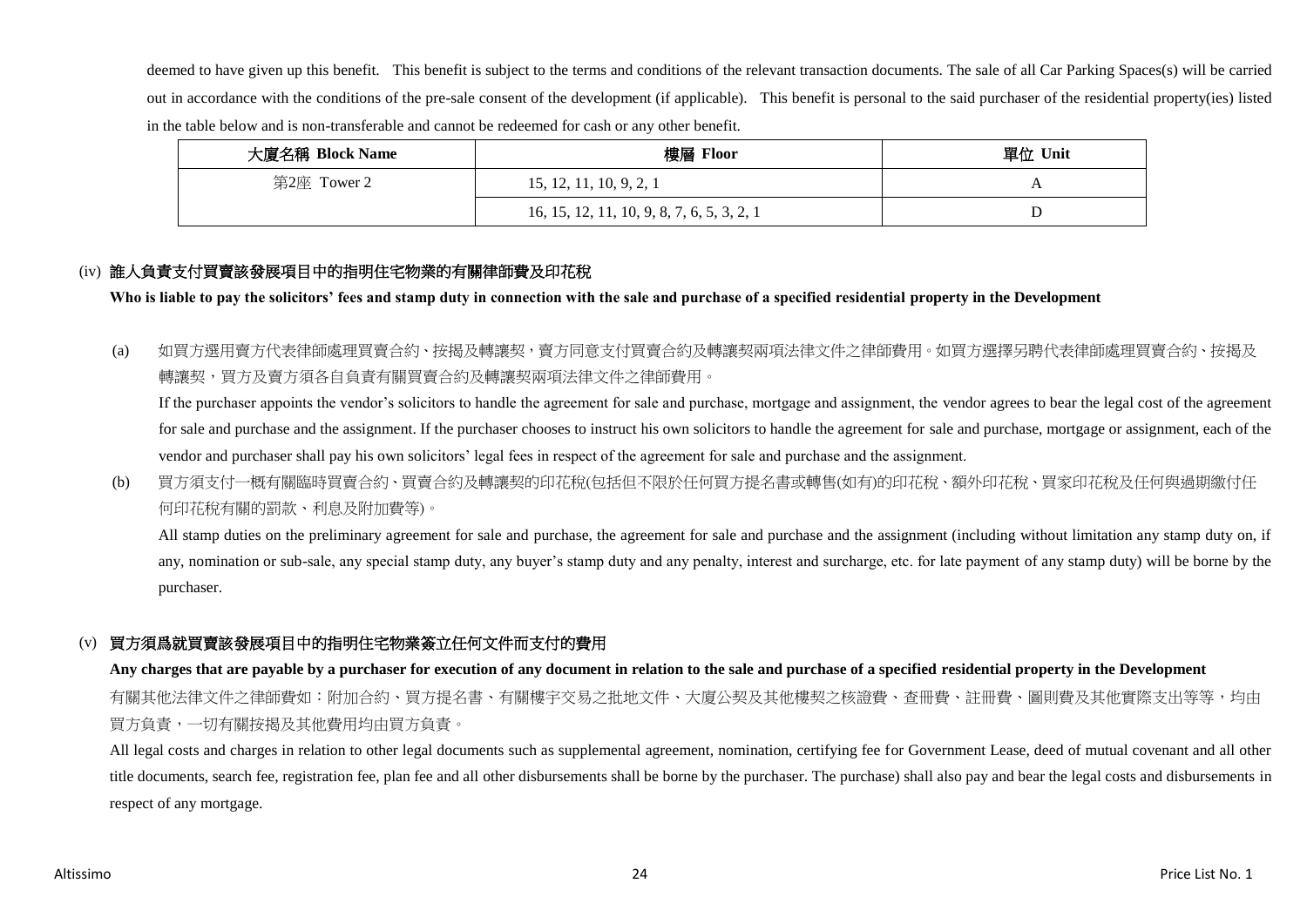deemed to have given up this benefit. This benefit is subject to the terms and conditions of the relevant transaction documents. The sale of all Car Parking Spaces(s) will be carried out in accordance with the conditions of the pre-sale consent of the development (if applicable). This benefit is personal to the said purchaser of the residential property(ies) listed in the table below and is non-transferable and cannot be redeemed for cash or any other benefit.

| 大廈名稱 Block Name | 樓層 Floor | 單位 Unit |
| --- | --- | --- |
| 第2座 Tower 2 | 15, 12, 11, 10, 9, 2, 1 | A |
| | 16, 15, 12, 11, 10, 9, 8, 7, 6, 5, 3, 2, 1 | D |

## (iv) 誰人負責支付買賣該發展項目中的指明住宅物業的有關律師費及印花稅

**Who is liable to pay the solicitors' fees and stamp duty in connection with the sale and purchase of a specified residential property in the Development**

(a) 如買方選用賣方代表律師處理買賣合約、按揭及轉讓契，賣方同意支付買賣合約及轉讓契兩項法律文件之律師費用。如買方選擇另聘代表律師處理買賣合約、按揭及轉讓契，買方及賣方須各自負責有關買賣合約及轉讓契兩項法律文件之律師費用。

If the purchaser appoints the vendor's solicitors to handle the agreement for sale and purchase, mortgage and assignment, the vendor agrees to bear the legal cost of the agreement for sale and purchase and the assignment. If the purchaser chooses to instruct his own solicitors to handle the agreement for sale and purchase, mortgage or assignment, each of the vendor and purchaser shall pay his own solicitors' legal fees in respect of the agreement for sale and purchase and the assignment.

(b) 買方須支付一概有關臨時買賣合約、買賣合約及轉讓契的印花稅(包括但不限於任何買方提名書或轉售(如有)的印花稅、額外印花稅、買家印花稅及任何與過期繳付任何印花稅有關的罰款、利息及附加費等)。

All stamp duties on the preliminary agreement for sale and purchase, the agreement for sale and purchase and the assignment (including without limitation any stamp duty on, if any, nomination or sub-sale, any special stamp duty, any buyer's stamp duty and any penalty, interest and surcharge, etc. for late payment of any stamp duty) will be borne by the purchaser.

## (v) 買方須爲就買賣該發展項目中的指明住宅物業簽立任何文件而支付的費用

**Any charges that are payable by a purchaser for execution of any document in relation to the sale and purchase of a specified residential property in the Development**

有關其他法律文件之律師費如：附加合約、買方提名書、有關樓宇交易之批地文件、大廈公契及其他樓契之核證費、查冊費、註冊費、圖則費及其他實際支出等等，均由買方負責，一切有關按揭及其他費用均由買方負責。

All legal costs and charges in relation to other legal documents such as supplemental agreement, nomination, certifying fee for Government Lease, deed of mutual covenant and all other title documents, search fee, registration fee, plan fee and all other disbursements shall be borne by the purchaser. The purchase) shall also pay and bear the legal costs and disbursements in respect of any mortgage.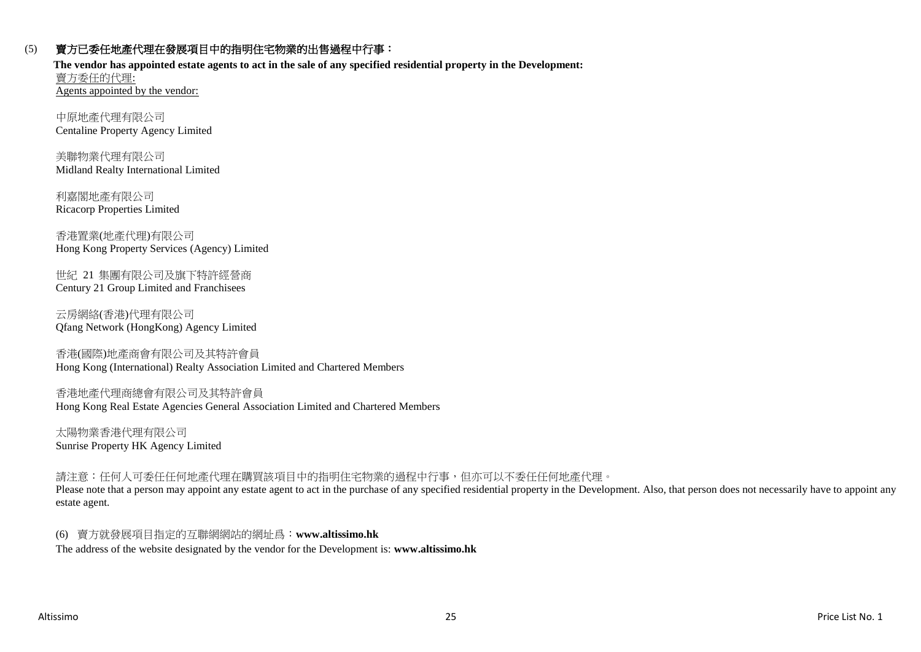(5) **賣方已委任地產代理在發展項目中的指明住宅物業的出售過程中行事：**

**The vendor has appointed estate agents to act in the sale of any specified residential property in the Development:**

賣方委任的代理:
Agents appointed by the vendor:

中原地產代理有限公司
Centaline Property Agency Limited

美聯物業代理有限公司
Midland Realty International Limited

利嘉閣地產有限公司
Ricacorp Properties Limited

香港置業(地產代理)有限公司
Hong Kong Property Services (Agency) Limited

世紀 21 集團有限公司及旗下特許經營商
Century 21 Group Limited and Franchisees

云房網絡(香港)代理有限公司
Qfang Network (HongKong) Agency Limited

香港(國際)地產商會有限公司及其特許會員
Hong Kong (International) Realty Association Limited and Chartered Members

香港地產代理商總會有限公司及其特許會員
Hong Kong Real Estate Agencies General Association Limited and Chartered Members

太陽物業香港代理有限公司
Sunrise Property HK Agency Limited

請注意：任何人可委任任何地產代理在購買該項目中的指明住宅物業的過程中行事，但亦可以不委任任何地產代理。
Please note that a person may appoint any estate agent to act in the purchase of any specified residential property in the Development. Also, that person does not necessarily have to appoint any estate agent.

(6) 賣方就發展項目指定的互聯網網站的網址爲：**www.altissimo.hk**
The address of the website designated by the vendor for the Development is: **www.altissimo.hk**